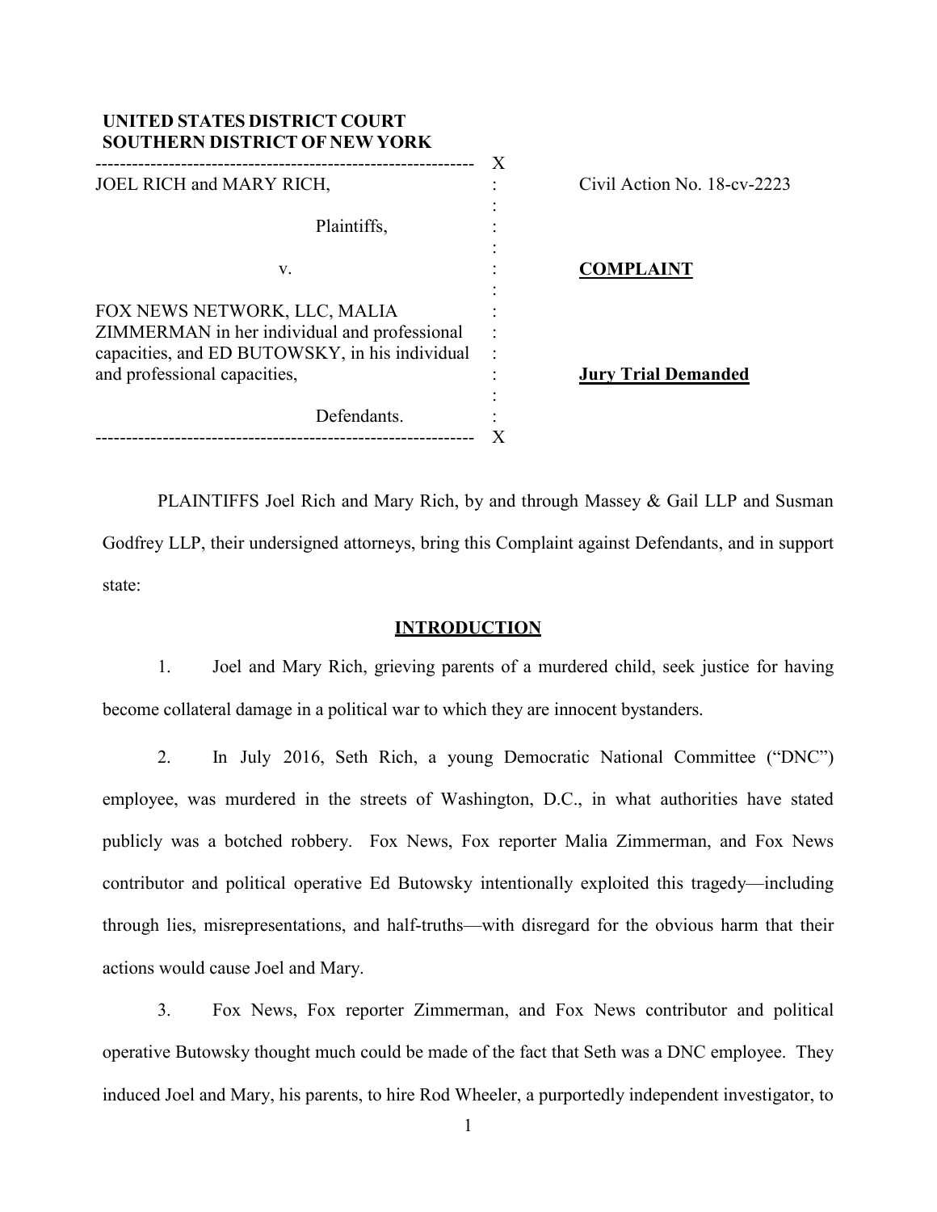**UNITED STATES DISTRICT COURT**
**SOUTHERN DISTRICT OF NEW YORK**

| | |
|---|---|
| JOEL RICH and MARY RICH,<br><br>Plaintiffs,<br><br>v.<br><br>FOX NEWS NETWORK, LLC, MALIA ZIMMERMAN in her individual and professional capacities, and ED BUTOWSKY, in his individual and professional capacities,<br><br>Defendants. | Civil Action No. 18-cv-2223<br><br>**COMPLAINT**<br><br>**Jury Trial Demanded** |

PLAINTIFFS Joel Rich and Mary Rich, by and through Massey & Gail LLP and Susman Godfrey LLP, their undersigned attorneys, bring this Complaint against Defendants, and in support state:

## INTRODUCTION

1. Joel and Mary Rich, grieving parents of a murdered child, seek justice for having become collateral damage in a political war to which they are innocent bystanders.

2. In July 2016, Seth Rich, a young Democratic National Committee ("DNC") employee, was murdered in the streets of Washington, D.C., in what authorities have stated publicly was a botched robbery. Fox News, Fox reporter Malia Zimmerman, and Fox News contributor and political operative Ed Butowsky intentionally exploited this tragedy—including through lies, misrepresentations, and half-truths—with disregard for the obvious harm that their actions would cause Joel and Mary.

3. Fox News, Fox reporter Zimmerman, and Fox News contributor and political operative Butowsky thought much could be made of the fact that Seth was a DNC employee. They induced Joel and Mary, his parents, to hire Rod Wheeler, a purportedly independent investigator, to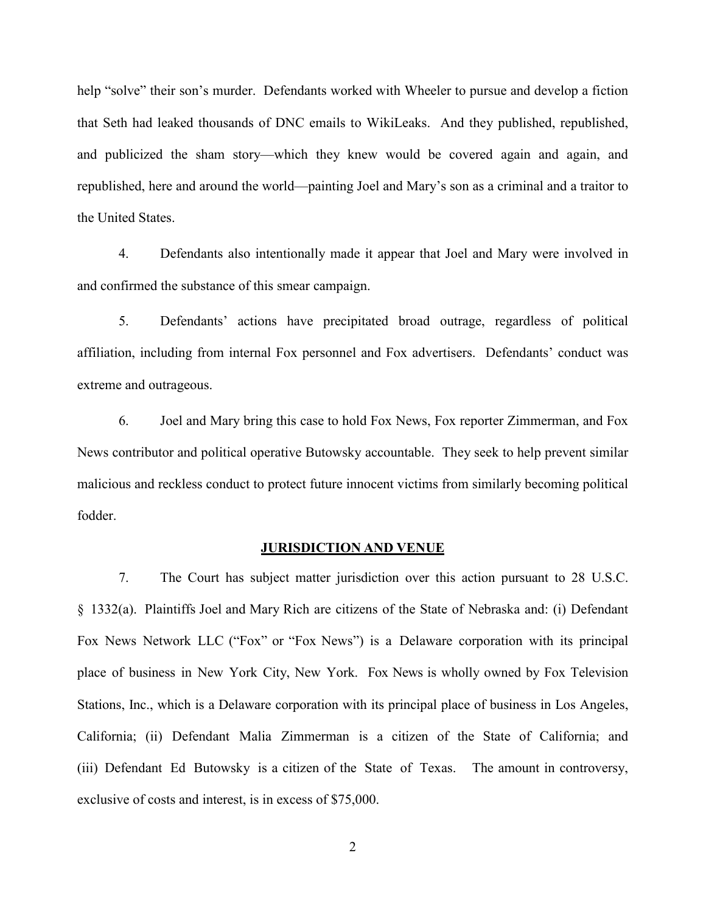help "solve" their son's murder. Defendants worked with Wheeler to pursue and develop a fiction that Seth had leaked thousands of DNC emails to WikiLeaks. And they published, republished, and publicized the sham story—which they knew would be covered again and again, and republished, here and around the world—painting Joel and Mary's son as a criminal and a traitor to the United States.

4. Defendants also intentionally made it appear that Joel and Mary were involved in and confirmed the substance of this smear campaign.

5. Defendants' actions have precipitated broad outrage, regardless of political affiliation, including from internal Fox personnel and Fox advertisers. Defendants' conduct was extreme and outrageous.

6. Joel and Mary bring this case to hold Fox News, Fox reporter Zimmerman, and Fox News contributor and political operative Butowsky accountable. They seek to help prevent similar malicious and reckless conduct to protect future innocent victims from similarly becoming political fodder.

## JURISDICTION AND VENUE

7. The Court has subject matter jurisdiction over this action pursuant to 28 U.S.C. § 1332(a). Plaintiffs Joel and Mary Rich are citizens of the State of Nebraska and: (i) Defendant Fox News Network LLC ("Fox" or "Fox News") is a Delaware corporation with its principal place of business in New York City, New York. Fox News is wholly owned by Fox Television Stations, Inc., which is a Delaware corporation with its principal place of business in Los Angeles, California; (ii) Defendant Malia Zimmerman is a citizen of the State of California; and (iii) Defendant Ed Butowsky is a citizen of the State of Texas. The amount in controversy, exclusive of costs and interest, is in excess of $75,000.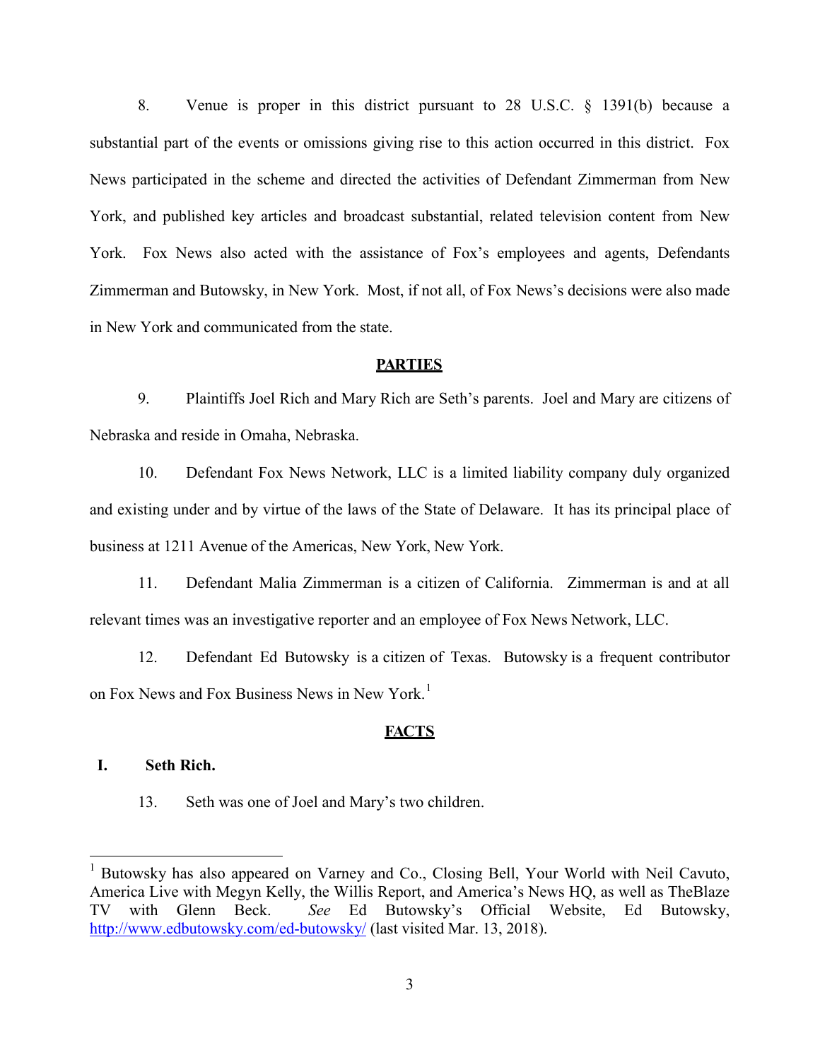8. Venue is proper in this district pursuant to 28 U.S.C. § 1391(b) because a substantial part of the events or omissions giving rise to this action occurred in this district. Fox News participated in the scheme and directed the activities of Defendant Zimmerman from New York, and published key articles and broadcast substantial, related television content from New York. Fox News also acted with the assistance of Fox's employees and agents, Defendants Zimmerman and Butowsky, in New York. Most, if not all, of Fox News's decisions were also made in New York and communicated from the state.

## PARTIES

9. Plaintiffs Joel Rich and Mary Rich are Seth's parents. Joel and Mary are citizens of Nebraska and reside in Omaha, Nebraska.

10. Defendant Fox News Network, LLC is a limited liability company duly organized and existing under and by virtue of the laws of the State of Delaware. It has its principal place of business at 1211 Avenue of the Americas, New York, New York.

11. Defendant Malia Zimmerman is a citizen of California. Zimmerman is and at all relevant times was an investigative reporter and an employee of Fox News Network, LLC.

12. Defendant Ed Butowsky is a citizen of Texas. Butowsky is a frequent contributor on Fox News and Fox Business News in New York.[1]

## FACTS

### I. Seth Rich.

13. Seth was one of Joel and Mary's two children.

---

[1] Butowsky has also appeared on Varney and Co., Closing Bell, Your World with Neil Cavuto, America Live with Megyn Kelly, the Willis Report, and America's News HQ, as well as TheBlaze TV with Glenn Beck. *See* Ed Butowsky's Official Website, Ed Butowsky, http://www.edbutowsky.com/ed-butowsky/ (last visited Mar. 13, 2018).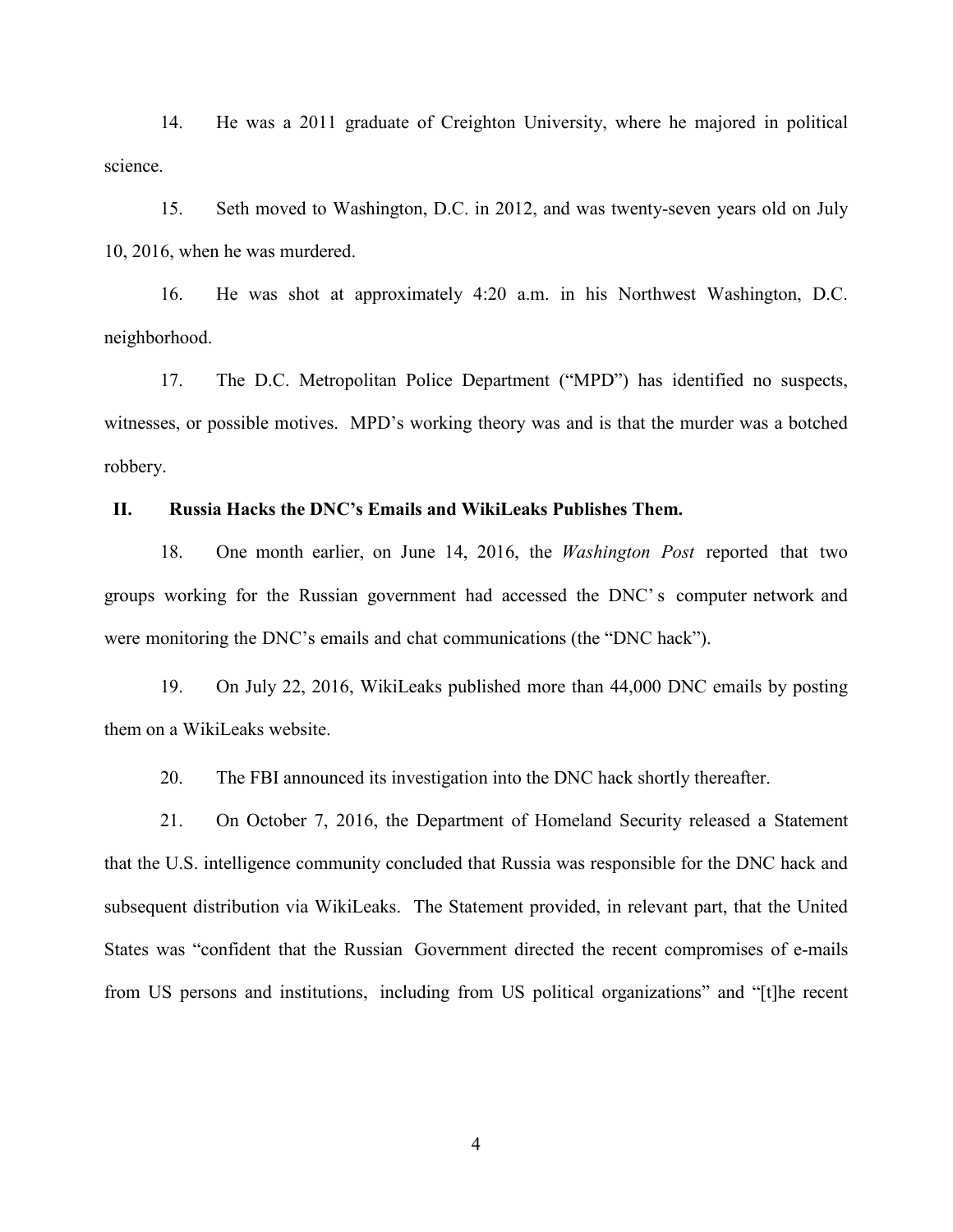14. He was a 2011 graduate of Creighton University, where he majored in political science.

15. Seth moved to Washington, D.C. in 2012, and was twenty-seven years old on July 10, 2016, when he was murdered.

16. He was shot at approximately 4:20 a.m. in his Northwest Washington, D.C. neighborhood.

17. The D.C. Metropolitan Police Department ("MPD") has identified no suspects, witnesses, or possible motives. MPD's working theory was and is that the murder was a botched robbery.

## II. Russia Hacks the DNC's Emails and WikiLeaks Publishes Them.

18. One month earlier, on June 14, 2016, the *Washington Post* reported that two groups working for the Russian government had accessed the DNC's computer network and were monitoring the DNC's emails and chat communications (the "DNC hack").

19. On July 22, 2016, WikiLeaks published more than 44,000 DNC emails by posting them on a WikiLeaks website.

20. The FBI announced its investigation into the DNC hack shortly thereafter.

21. On October 7, 2016, the Department of Homeland Security released a Statement that the U.S. intelligence community concluded that Russia was responsible for the DNC hack and subsequent distribution via WikiLeaks. The Statement provided, in relevant part, that the United States was "confident that the Russian Government directed the recent compromises of e-mails from US persons and institutions, including from US political organizations" and "[t]he recent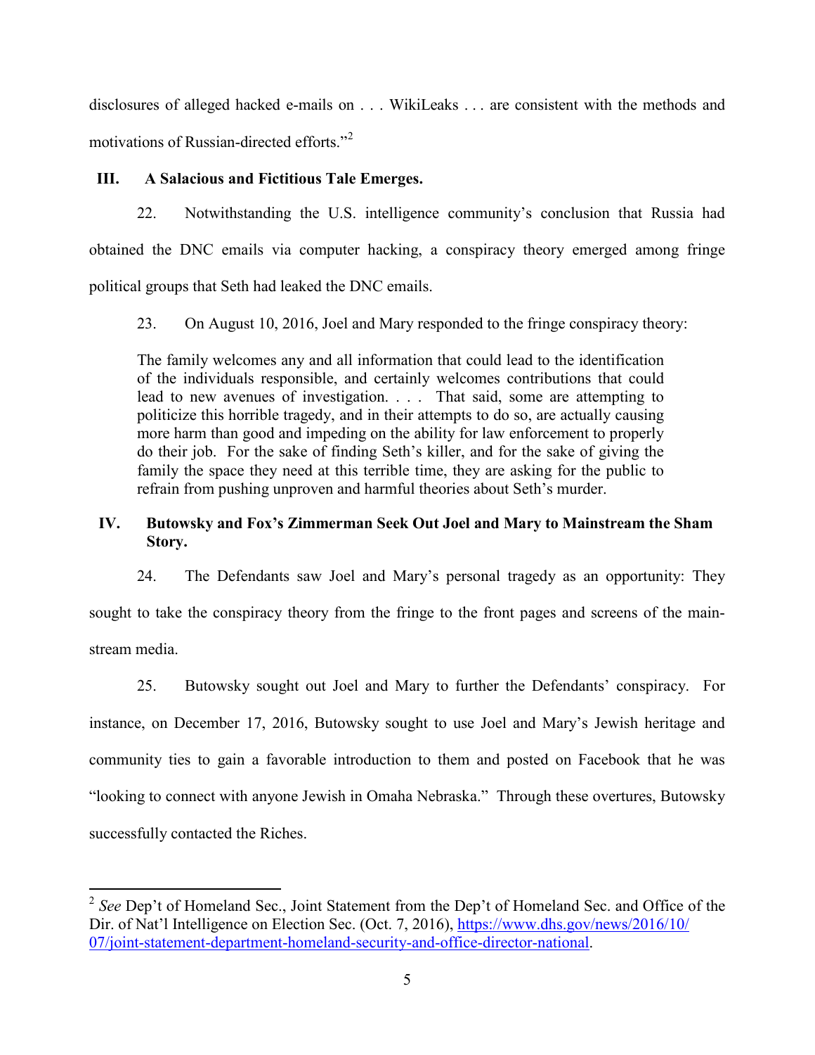disclosures of alleged hacked e-mails on . . . WikiLeaks . . . are consistent with the methods and motivations of Russian-directed efforts."[2]

## III. A Salacious and Fictitious Tale Emerges.

22. Notwithstanding the U.S. intelligence community's conclusion that Russia had obtained the DNC emails via computer hacking, a conspiracy theory emerged among fringe political groups that Seth had leaked the DNC emails.

23. On August 10, 2016, Joel and Mary responded to the fringe conspiracy theory:

> The family welcomes any and all information that could lead to the identification of the individuals responsible, and certainly welcomes contributions that could lead to new avenues of investigation. . . . That said, some are attempting to politicize this horrible tragedy, and in their attempts to do so, are actually causing more harm than good and impeding on the ability for law enforcement to properly do their job. For the sake of finding Seth's killer, and for the sake of giving the family the space they need at this terrible time, they are asking for the public to refrain from pushing unproven and harmful theories about Seth's murder.

## IV. Butowsky and Fox's Zimmerman Seek Out Joel and Mary to Mainstream the Sham Story.

24. The Defendants saw Joel and Mary's personal tragedy as an opportunity: They sought to take the conspiracy theory from the fringe to the front pages and screens of the main-stream media.

25. Butowsky sought out Joel and Mary to further the Defendants' conspiracy. For instance, on December 17, 2016, Butowsky sought to use Joel and Mary's Jewish heritage and community ties to gain a favorable introduction to them and posted on Facebook that he was "looking to connect with anyone Jewish in Omaha Nebraska." Through these overtures, Butowsky successfully contacted the Riches.

---

[2] *See* Dep't of Homeland Sec., Joint Statement from the Dep't of Homeland Sec. and Office of the Dir. of Nat'l Intelligence on Election Sec. (Oct. 7, 2016), https://www.dhs.gov/news/2016/10/07/joint-statement-department-homeland-security-and-office-director-national.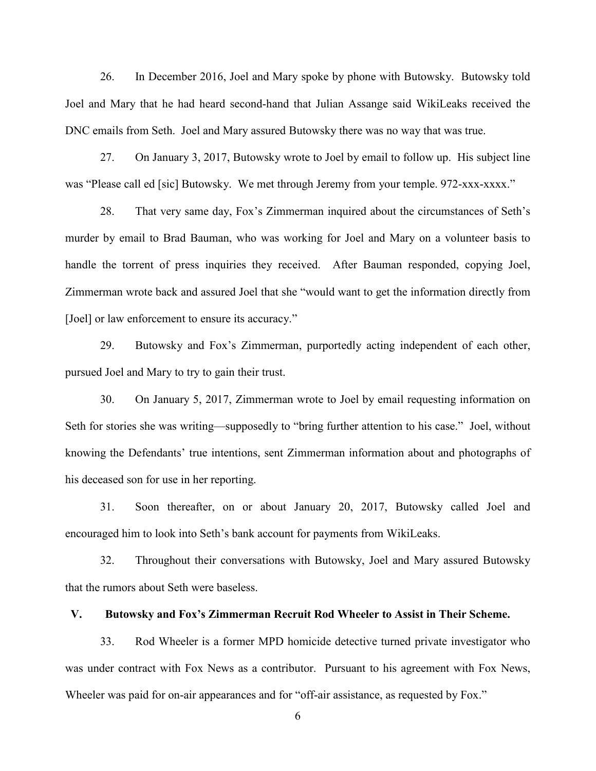26. In December 2016, Joel and Mary spoke by phone with Butowsky. Butowsky told Joel and Mary that he had heard second-hand that Julian Assange said WikiLeaks received the DNC emails from Seth. Joel and Mary assured Butowsky there was no way that was true.

27. On January 3, 2017, Butowsky wrote to Joel by email to follow up. His subject line was "Please call ed [sic] Butowsky. We met through Jeremy from your temple. 972-xxx-xxxx."

28. That very same day, Fox's Zimmerman inquired about the circumstances of Seth's murder by email to Brad Bauman, who was working for Joel and Mary on a volunteer basis to handle the torrent of press inquiries they received. After Bauman responded, copying Joel, Zimmerman wrote back and assured Joel that she "would want to get the information directly from [Joel] or law enforcement to ensure its accuracy."

29. Butowsky and Fox's Zimmerman, purportedly acting independent of each other, pursued Joel and Mary to try to gain their trust.

30. On January 5, 2017, Zimmerman wrote to Joel by email requesting information on Seth for stories she was writing—supposedly to "bring further attention to his case." Joel, without knowing the Defendants' true intentions, sent Zimmerman information about and photographs of his deceased son for use in her reporting.

31. Soon thereafter, on or about January 20, 2017, Butowsky called Joel and encouraged him to look into Seth's bank account for payments from WikiLeaks.

32. Throughout their conversations with Butowsky, Joel and Mary assured Butowsky that the rumors about Seth were baseless.

## V. Butowsky and Fox's Zimmerman Recruit Rod Wheeler to Assist in Their Scheme.

33. Rod Wheeler is a former MPD homicide detective turned private investigator who was under contract with Fox News as a contributor. Pursuant to his agreement with Fox News, Wheeler was paid for on-air appearances and for "off-air assistance, as requested by Fox."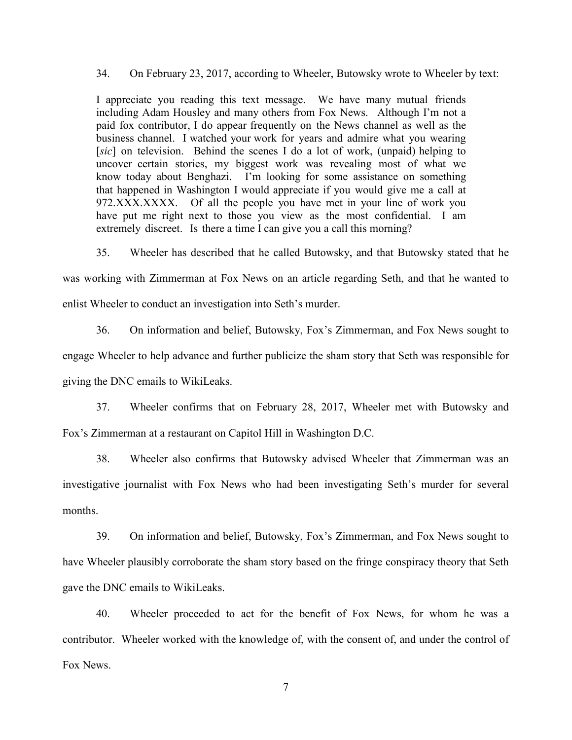34. On February 23, 2017, according to Wheeler, Butowsky wrote to Wheeler by text:

> I appreciate you reading this text message. We have many mutual friends including Adam Housley and many others from Fox News. Although I'm not a paid fox contributor, I do appear frequently on the News channel as well as the business channel. I watched your work for years and admire what you wearing [*sic*] on television. Behind the scenes I do a lot of work, (unpaid) helping to uncover certain stories, my biggest work was revealing most of what we know today about Benghazi. I'm looking for some assistance on something that happened in Washington I would appreciate if you would give me a call at 972.XXX.XXXX. Of all the people you have met in your line of work you have put me right next to those you view as the most confidential. I am extremely discreet. Is there a time I can give you a call this morning?

35. Wheeler has described that he called Butowsky, and that Butowsky stated that he was working with Zimmerman at Fox News on an article regarding Seth, and that he wanted to enlist Wheeler to conduct an investigation into Seth's murder.

36. On information and belief, Butowsky, Fox's Zimmerman, and Fox News sought to engage Wheeler to help advance and further publicize the sham story that Seth was responsible for giving the DNC emails to WikiLeaks.

37. Wheeler confirms that on February 28, 2017, Wheeler met with Butowsky and Fox's Zimmerman at a restaurant on Capitol Hill in Washington D.C.

38. Wheeler also confirms that Butowsky advised Wheeler that Zimmerman was an investigative journalist with Fox News who had been investigating Seth's murder for several months.

39. On information and belief, Butowsky, Fox's Zimmerman, and Fox News sought to have Wheeler plausibly corroborate the sham story based on the fringe conspiracy theory that Seth gave the DNC emails to WikiLeaks.

40. Wheeler proceeded to act for the benefit of Fox News, for whom he was a contributor. Wheeler worked with the knowledge of, with the consent of, and under the control of Fox News.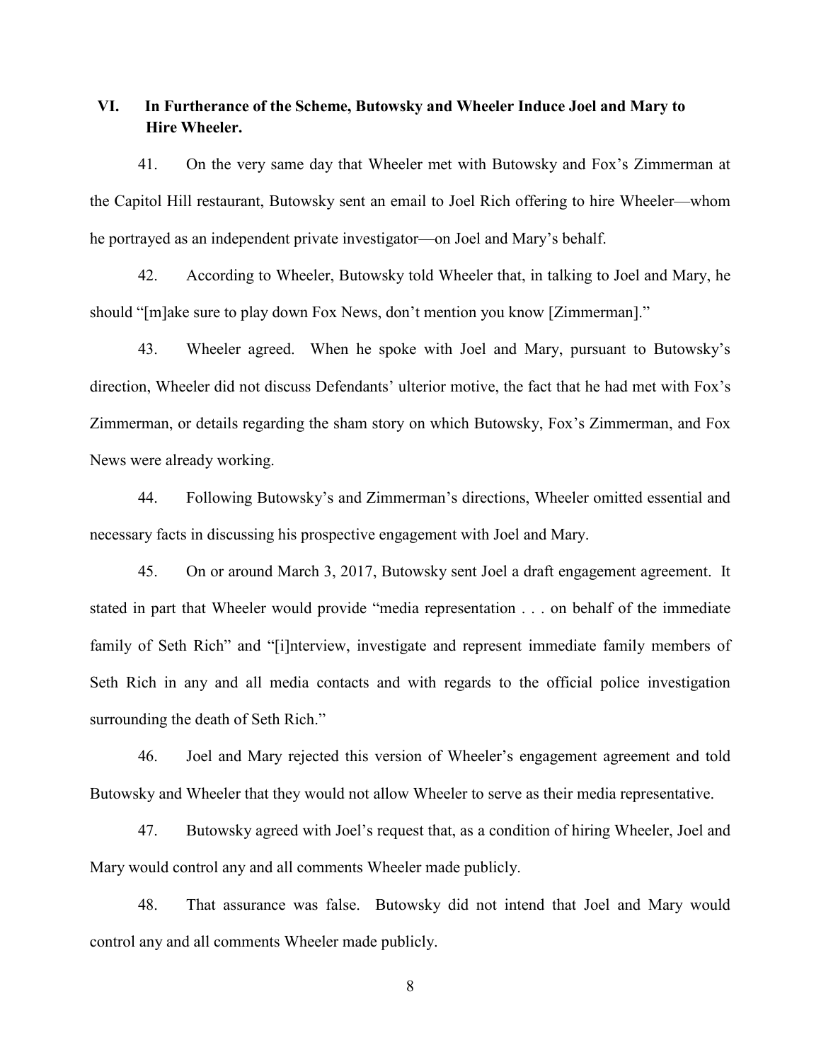## VI. In Furtherance of the Scheme, Butowsky and Wheeler Induce Joel and Mary to Hire Wheeler.

41. On the very same day that Wheeler met with Butowsky and Fox's Zimmerman at the Capitol Hill restaurant, Butowsky sent an email to Joel Rich offering to hire Wheeler—whom he portrayed as an independent private investigator—on Joel and Mary's behalf.

42. According to Wheeler, Butowsky told Wheeler that, in talking to Joel and Mary, he should "[m]ake sure to play down Fox News, don't mention you know [Zimmerman]."

43. Wheeler agreed. When he spoke with Joel and Mary, pursuant to Butowsky's direction, Wheeler did not discuss Defendants' ulterior motive, the fact that he had met with Fox's Zimmerman, or details regarding the sham story on which Butowsky, Fox's Zimmerman, and Fox News were already working.

44. Following Butowsky's and Zimmerman's directions, Wheeler omitted essential and necessary facts in discussing his prospective engagement with Joel and Mary.

45. On or around March 3, 2017, Butowsky sent Joel a draft engagement agreement. It stated in part that Wheeler would provide "media representation . . . on behalf of the immediate family of Seth Rich" and "[i]nterview, investigate and represent immediate family members of Seth Rich in any and all media contacts and with regards to the official police investigation surrounding the death of Seth Rich."

46. Joel and Mary rejected this version of Wheeler's engagement agreement and told Butowsky and Wheeler that they would not allow Wheeler to serve as their media representative.

47. Butowsky agreed with Joel's request that, as a condition of hiring Wheeler, Joel and Mary would control any and all comments Wheeler made publicly.

48. That assurance was false. Butowsky did not intend that Joel and Mary would control any and all comments Wheeler made publicly.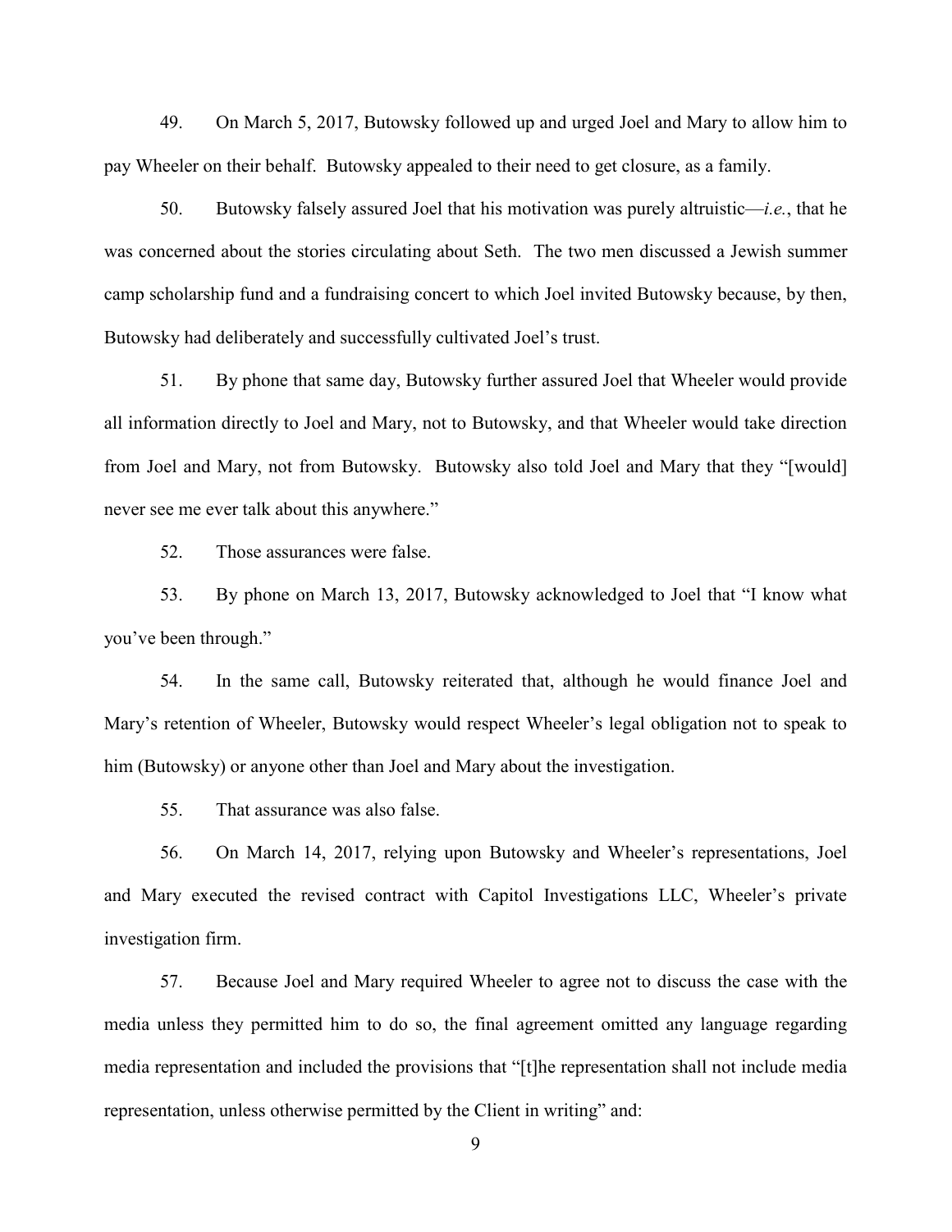49. On March 5, 2017, Butowsky followed up and urged Joel and Mary to allow him to pay Wheeler on their behalf. Butowsky appealed to their need to get closure, as a family.

50. Butowsky falsely assured Joel that his motivation was purely altruistic—*i.e.*, that he was concerned about the stories circulating about Seth. The two men discussed a Jewish summer camp scholarship fund and a fundraising concert to which Joel invited Butowsky because, by then, Butowsky had deliberately and successfully cultivated Joel's trust.

51. By phone that same day, Butowsky further assured Joel that Wheeler would provide all information directly to Joel and Mary, not to Butowsky, and that Wheeler would take direction from Joel and Mary, not from Butowsky. Butowsky also told Joel and Mary that they "[would] never see me ever talk about this anywhere."

52. Those assurances were false.

53. By phone on March 13, 2017, Butowsky acknowledged to Joel that "I know what you've been through."

54. In the same call, Butowsky reiterated that, although he would finance Joel and Mary's retention of Wheeler, Butowsky would respect Wheeler's legal obligation not to speak to him (Butowsky) or anyone other than Joel and Mary about the investigation.

55. That assurance was also false.

56. On March 14, 2017, relying upon Butowsky and Wheeler's representations, Joel and Mary executed the revised contract with Capitol Investigations LLC, Wheeler's private investigation firm.

57. Because Joel and Mary required Wheeler to agree not to discuss the case with the media unless they permitted him to do so, the final agreement omitted any language regarding media representation and included the provisions that "[t]he representation shall not include media representation, unless otherwise permitted by the Client in writing" and: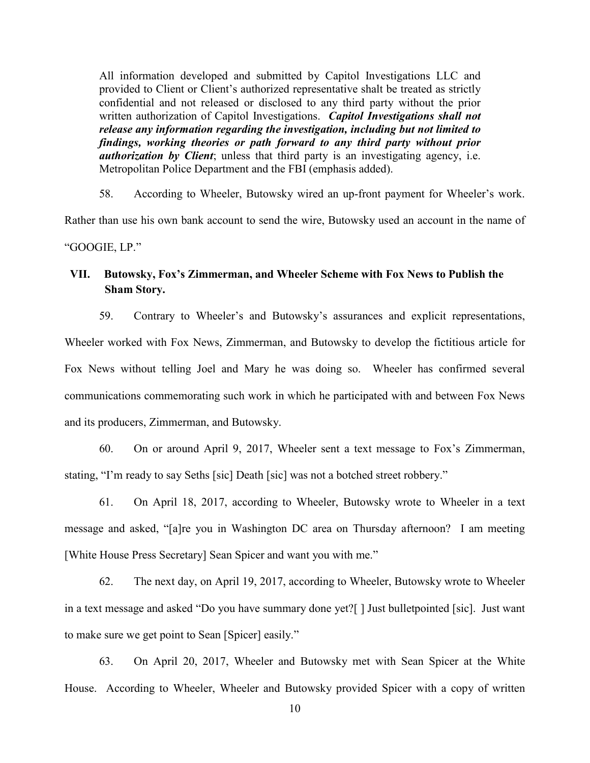> All information developed and submitted by Capitol Investigations LLC and provided to Client or Client's authorized representative shalt be treated as strictly confidential and not released or disclosed to any third party without the prior written authorization of Capitol Investigations. ***Capitol Investigations shall not release any information regarding the investigation, including but not limited to findings, working theories or path forward to any third party without prior authorization by Client***; unless that third party is an investigating agency, i.e. Metropolitan Police Department and the FBI (emphasis added).

58. According to Wheeler, Butowsky wired an up-front payment for Wheeler's work. Rather than use his own bank account to send the wire, Butowsky used an account in the name of "GOOGIE, LP."

## VII. Butowsky, Fox's Zimmerman, and Wheeler Scheme with Fox News to Publish the Sham Story.

59. Contrary to Wheeler's and Butowsky's assurances and explicit representations, Wheeler worked with Fox News, Zimmerman, and Butowsky to develop the fictitious article for Fox News without telling Joel and Mary he was doing so. Wheeler has confirmed several communications commemorating such work in which he participated with and between Fox News and its producers, Zimmerman, and Butowsky.

60. On or around April 9, 2017, Wheeler sent a text message to Fox's Zimmerman, stating, "I'm ready to say Seths [sic] Death [sic] was not a botched street robbery."

61. On April 18, 2017, according to Wheeler, Butowsky wrote to Wheeler in a text message and asked, "[a]re you in Washington DC area on Thursday afternoon? I am meeting [White House Press Secretary] Sean Spicer and want you with me."

62. The next day, on April 19, 2017, according to Wheeler, Butowsky wrote to Wheeler in a text message and asked "Do you have summary done yet?[ ] Just bulletpointed [sic]. Just want to make sure we get point to Sean [Spicer] easily."

63. On April 20, 2017, Wheeler and Butowsky met with Sean Spicer at the White House. According to Wheeler, Wheeler and Butowsky provided Spicer with a copy of written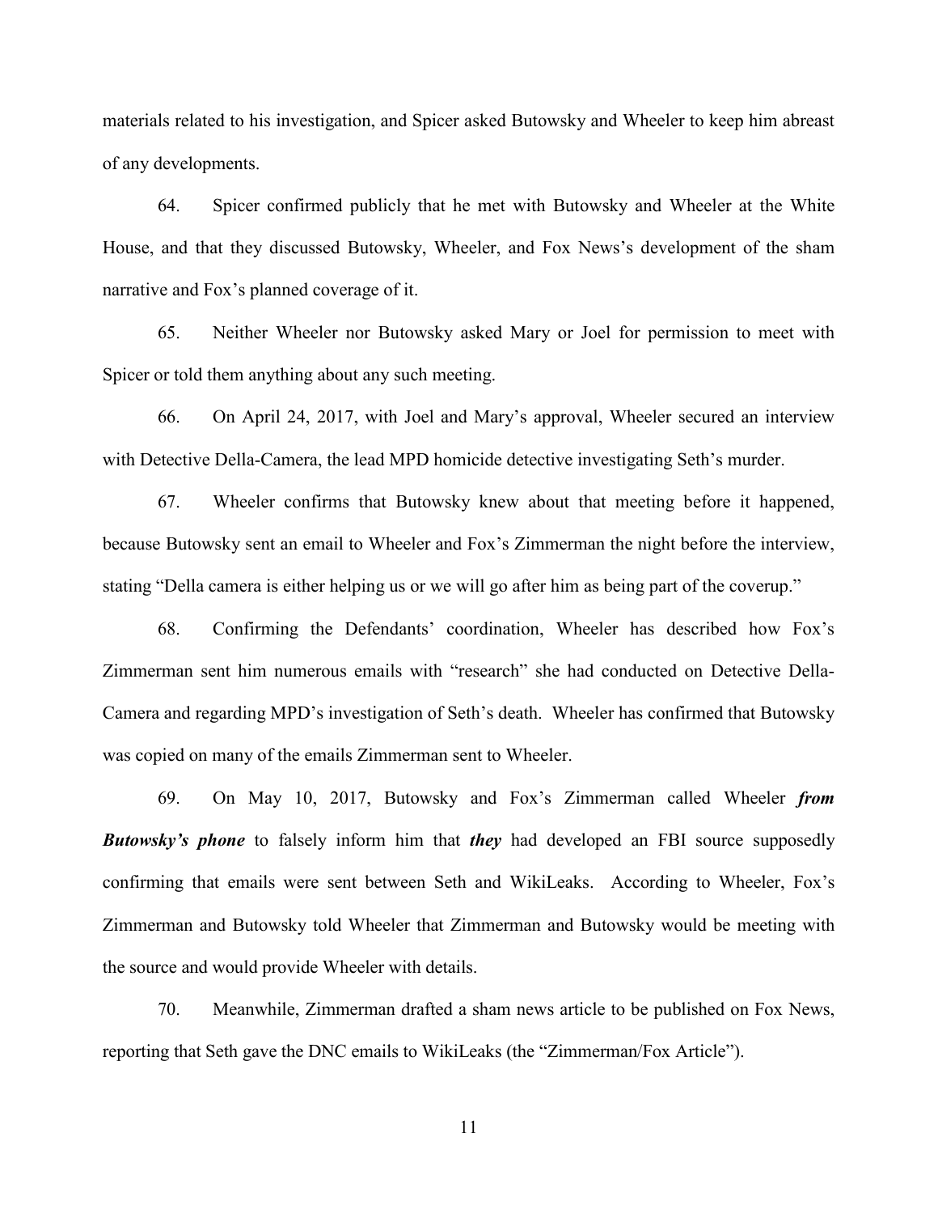materials related to his investigation, and Spicer asked Butowsky and Wheeler to keep him abreast of any developments.

64. Spicer confirmed publicly that he met with Butowsky and Wheeler at the White House, and that they discussed Butowsky, Wheeler, and Fox News's development of the sham narrative and Fox's planned coverage of it.

65. Neither Wheeler nor Butowsky asked Mary or Joel for permission to meet with Spicer or told them anything about any such meeting.

66. On April 24, 2017, with Joel and Mary's approval, Wheeler secured an interview with Detective Della-Camera, the lead MPD homicide detective investigating Seth's murder.

67. Wheeler confirms that Butowsky knew about that meeting before it happened, because Butowsky sent an email to Wheeler and Fox's Zimmerman the night before the interview, stating "Della camera is either helping us or we will go after him as being part of the coverup."

68. Confirming the Defendants' coordination, Wheeler has described how Fox's Zimmerman sent him numerous emails with "research" she had conducted on Detective Della-Camera and regarding MPD's investigation of Seth's death. Wheeler has confirmed that Butowsky was copied on many of the emails Zimmerman sent to Wheeler.

69. On May 10, 2017, Butowsky and Fox's Zimmerman called Wheeler ***from Butowsky's phone*** to falsely inform him that ***they*** had developed an FBI source supposedly confirming that emails were sent between Seth and WikiLeaks. According to Wheeler, Fox's Zimmerman and Butowsky told Wheeler that Zimmerman and Butowsky would be meeting with the source and would provide Wheeler with details.

70. Meanwhile, Zimmerman drafted a sham news article to be published on Fox News, reporting that Seth gave the DNC emails to WikiLeaks (the "Zimmerman/Fox Article").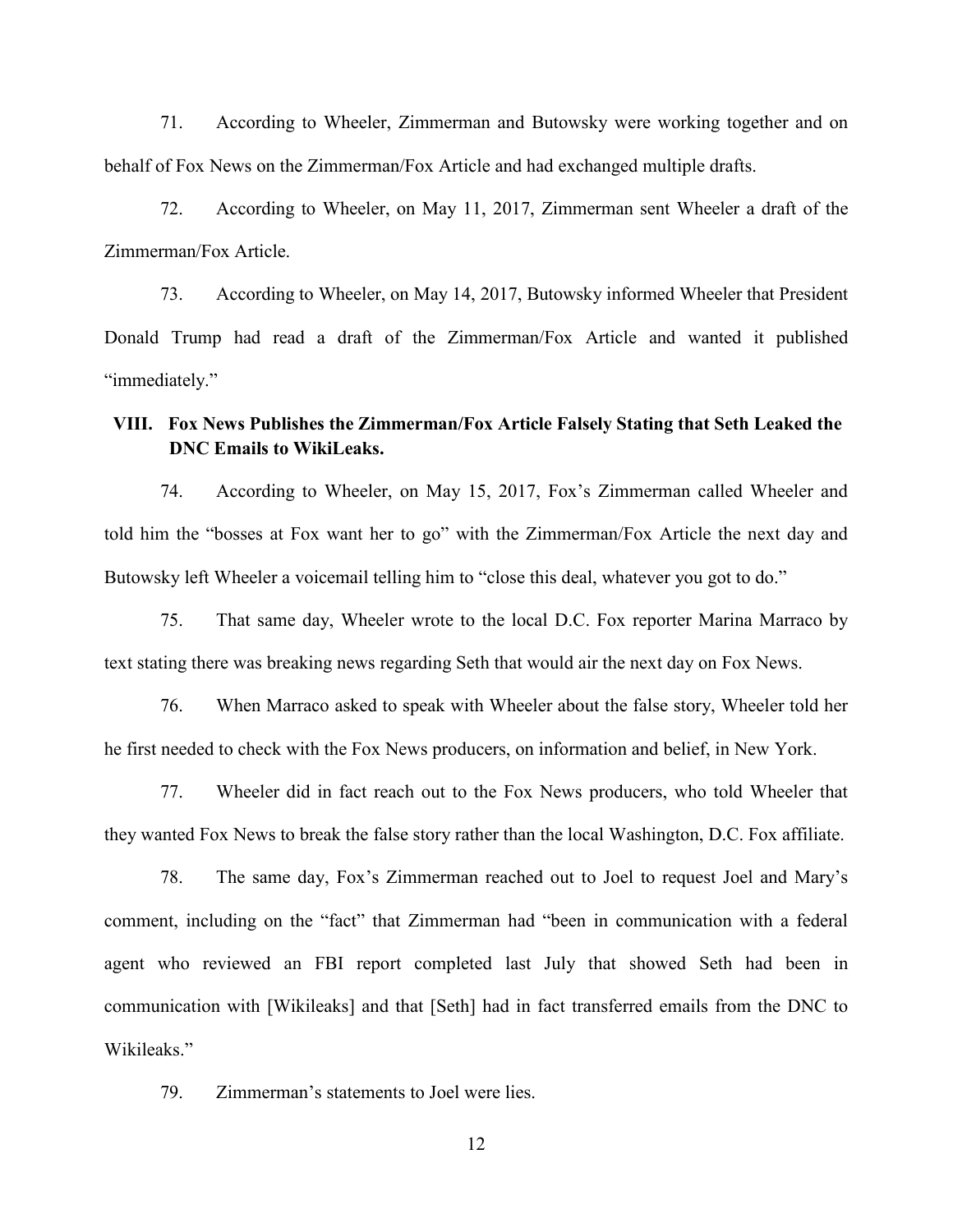71. According to Wheeler, Zimmerman and Butowsky were working together and on behalf of Fox News on the Zimmerman/Fox Article and had exchanged multiple drafts.

72. According to Wheeler, on May 11, 2017, Zimmerman sent Wheeler a draft of the Zimmerman/Fox Article.

73. According to Wheeler, on May 14, 2017, Butowsky informed Wheeler that President Donald Trump had read a draft of the Zimmerman/Fox Article and wanted it published "immediately."

## VIII. Fox News Publishes the Zimmerman/Fox Article Falsely Stating that Seth Leaked the DNC Emails to WikiLeaks.

74. According to Wheeler, on May 15, 2017, Fox's Zimmerman called Wheeler and told him the "bosses at Fox want her to go" with the Zimmerman/Fox Article the next day and Butowsky left Wheeler a voicemail telling him to "close this deal, whatever you got to do."

75. That same day, Wheeler wrote to the local D.C. Fox reporter Marina Marraco by text stating there was breaking news regarding Seth that would air the next day on Fox News.

76. When Marraco asked to speak with Wheeler about the false story, Wheeler told her he first needed to check with the Fox News producers, on information and belief, in New York.

77. Wheeler did in fact reach out to the Fox News producers, who told Wheeler that they wanted Fox News to break the false story rather than the local Washington, D.C. Fox affiliate.

78. The same day, Fox's Zimmerman reached out to Joel to request Joel and Mary's comment, including on the "fact" that Zimmerman had "been in communication with a federal agent who reviewed an FBI report completed last July that showed Seth had been in communication with [Wikileaks] and that [Seth] had in fact transferred emails from the DNC to Wikileaks."

79. Zimmerman's statements to Joel were lies.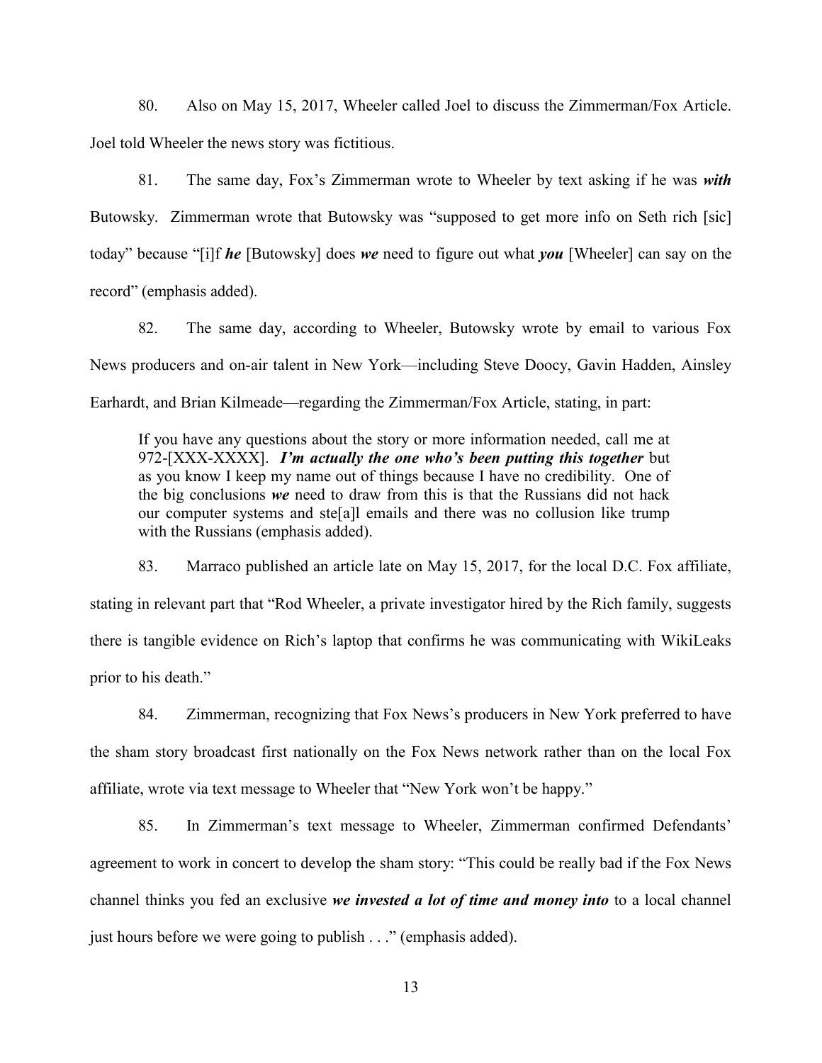80. Also on May 15, 2017, Wheeler called Joel to discuss the Zimmerman/Fox Article. Joel told Wheeler the news story was fictitious.

81. The same day, Fox's Zimmerman wrote to Wheeler by text asking if he was ***with*** Butowsky. Zimmerman wrote that Butowsky was "supposed to get more info on Seth rich [sic] today" because "[i]f ***he*** [Butowsky] does ***we*** need to figure out what ***you*** [Wheeler] can say on the record" (emphasis added).

82. The same day, according to Wheeler, Butowsky wrote by email to various Fox News producers and on-air talent in New York—including Steve Doocy, Gavin Hadden, Ainsley Earhardt, and Brian Kilmeade—regarding the Zimmerman/Fox Article, stating, in part:

> If you have any questions about the story or more information needed, call me at 972-[XXX-XXXX]. ***I'm actually the one who's been putting this together*** but as you know I keep my name out of things because I have no credibility. One of the big conclusions ***we*** need to draw from this is that the Russians did not hack our computer systems and ste[a]l emails and there was no collusion like trump with the Russians (emphasis added).

83. Marraco published an article late on May 15, 2017, for the local D.C. Fox affiliate, stating in relevant part that "Rod Wheeler, a private investigator hired by the Rich family, suggests there is tangible evidence on Rich's laptop that confirms he was communicating with WikiLeaks prior to his death."

84. Zimmerman, recognizing that Fox News's producers in New York preferred to have the sham story broadcast first nationally on the Fox News network rather than on the local Fox affiliate, wrote via text message to Wheeler that "New York won't be happy."

85. In Zimmerman's text message to Wheeler, Zimmerman confirmed Defendants' agreement to work in concert to develop the sham story: "This could be really bad if the Fox News channel thinks you fed an exclusive ***we invested a lot of time and money into*** to a local channel just hours before we were going to publish . . ." (emphasis added).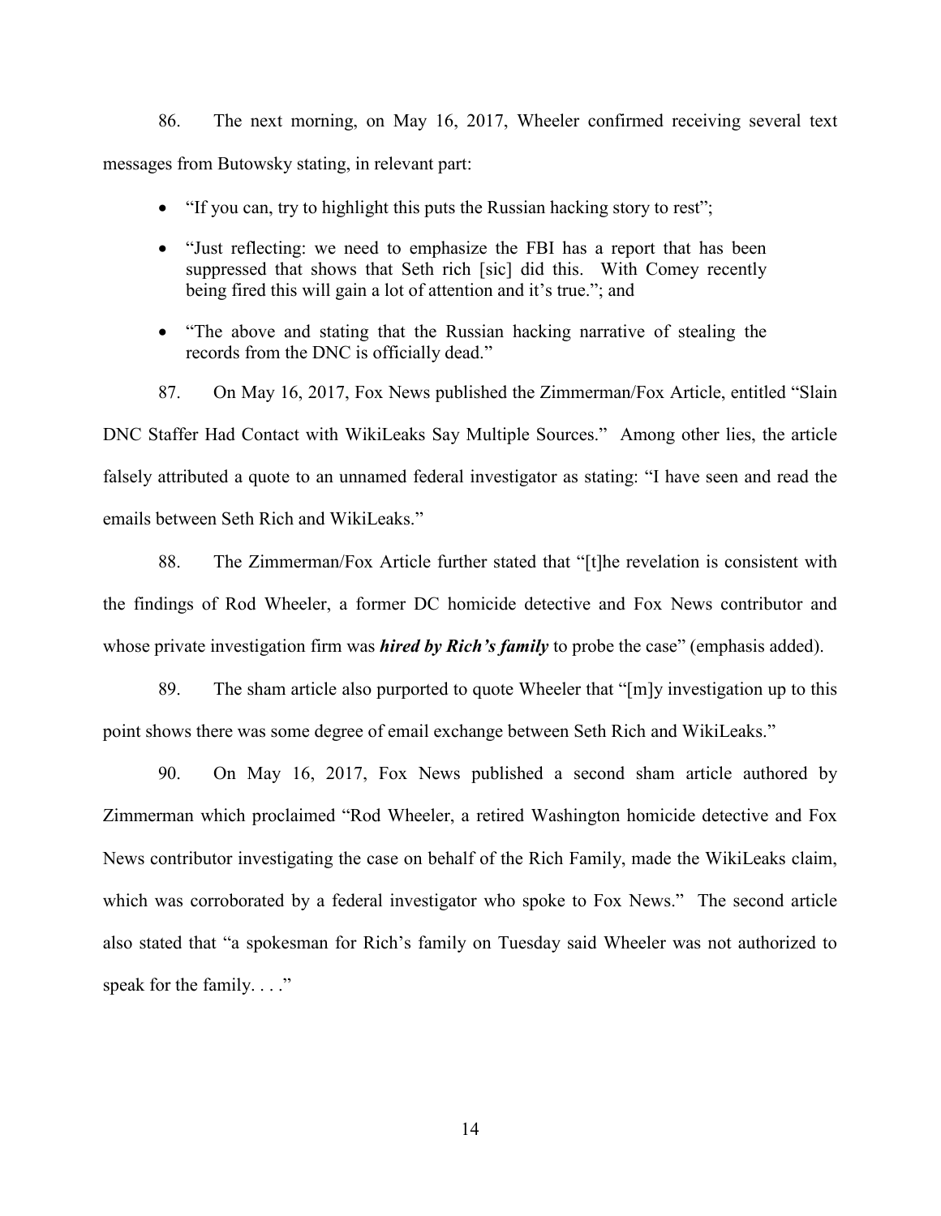86. The next morning, on May 16, 2017, Wheeler confirmed receiving several text messages from Butowsky stating, in relevant part:

- "If you can, try to highlight this puts the Russian hacking story to rest";
- "Just reflecting: we need to emphasize the FBI has a report that has been suppressed that shows that Seth rich [sic] did this. With Comey recently being fired this will gain a lot of attention and it's true."; and
- "The above and stating that the Russian hacking narrative of stealing the records from the DNC is officially dead."

87. On May 16, 2017, Fox News published the Zimmerman/Fox Article, entitled "Slain DNC Staffer Had Contact with WikiLeaks Say Multiple Sources." Among other lies, the article falsely attributed a quote to an unnamed federal investigator as stating: "I have seen and read the emails between Seth Rich and WikiLeaks."

88. The Zimmerman/Fox Article further stated that "[t]he revelation is consistent with the findings of Rod Wheeler, a former DC homicide detective and Fox News contributor and whose private investigation firm was ***hired by Rich's family*** to probe the case" (emphasis added).

89. The sham article also purported to quote Wheeler that "[m]y investigation up to this point shows there was some degree of email exchange between Seth Rich and WikiLeaks."

90. On May 16, 2017, Fox News published a second sham article authored by Zimmerman which proclaimed "Rod Wheeler, a retired Washington homicide detective and Fox News contributor investigating the case on behalf of the Rich Family, made the WikiLeaks claim, which was corroborated by a federal investigator who spoke to Fox News." The second article also stated that "a spokesman for Rich's family on Tuesday said Wheeler was not authorized to speak for the family. . . ."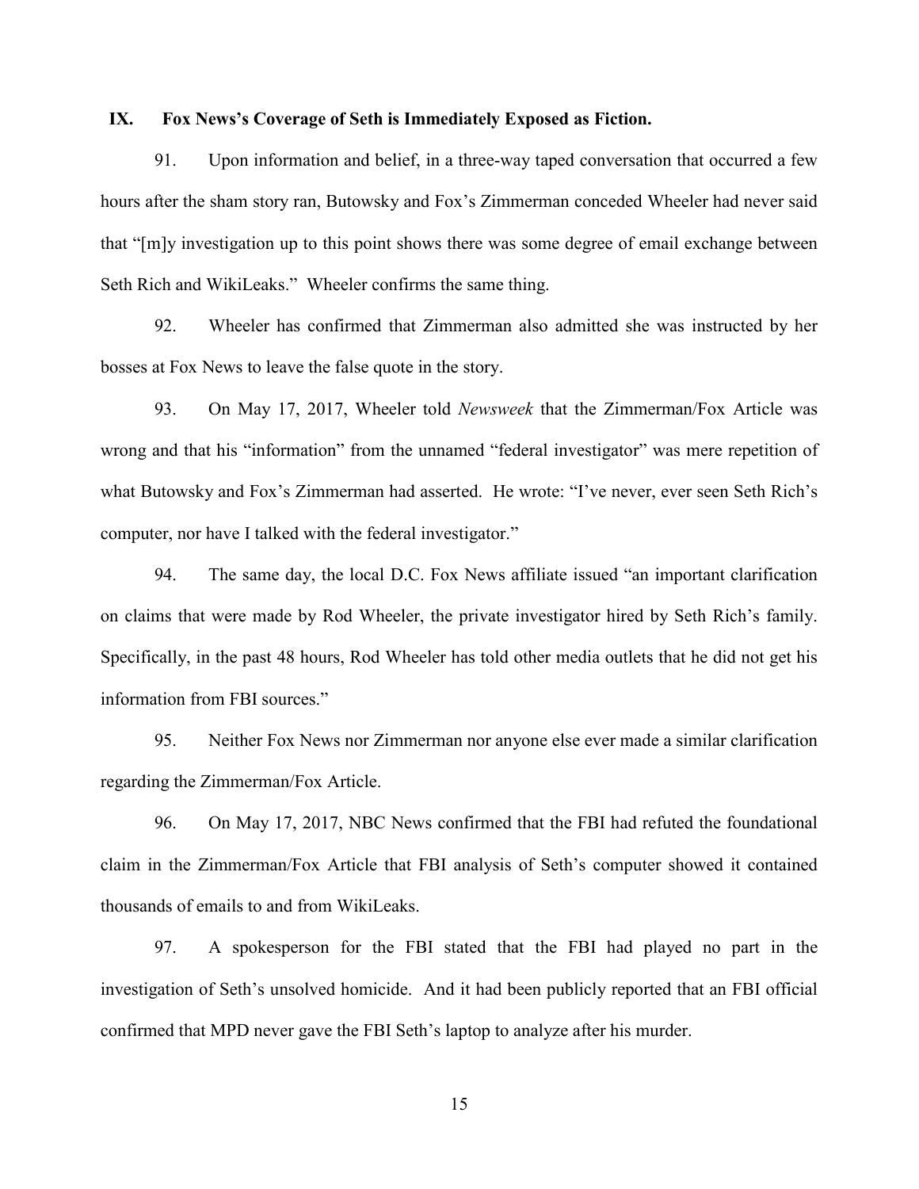## IX. Fox News's Coverage of Seth is Immediately Exposed as Fiction.

91. Upon information and belief, in a three-way taped conversation that occurred a few hours after the sham story ran, Butowsky and Fox's Zimmerman conceded Wheeler had never said that "[m]y investigation up to this point shows there was some degree of email exchange between Seth Rich and WikiLeaks." Wheeler confirms the same thing.

92. Wheeler has confirmed that Zimmerman also admitted she was instructed by her bosses at Fox News to leave the false quote in the story.

93. On May 17, 2017, Wheeler told *Newsweek* that the Zimmerman/Fox Article was wrong and that his "information" from the unnamed "federal investigator" was mere repetition of what Butowsky and Fox's Zimmerman had asserted. He wrote: "I've never, ever seen Seth Rich's computer, nor have I talked with the federal investigator."

94. The same day, the local D.C. Fox News affiliate issued "an important clarification on claims that were made by Rod Wheeler, the private investigator hired by Seth Rich's family. Specifically, in the past 48 hours, Rod Wheeler has told other media outlets that he did not get his information from FBI sources."

95. Neither Fox News nor Zimmerman nor anyone else ever made a similar clarification regarding the Zimmerman/Fox Article.

96. On May 17, 2017, NBC News confirmed that the FBI had refuted the foundational claim in the Zimmerman/Fox Article that FBI analysis of Seth's computer showed it contained thousands of emails to and from WikiLeaks.

97. A spokesperson for the FBI stated that the FBI had played no part in the investigation of Seth's unsolved homicide. And it had been publicly reported that an FBI official confirmed that MPD never gave the FBI Seth's laptop to analyze after his murder.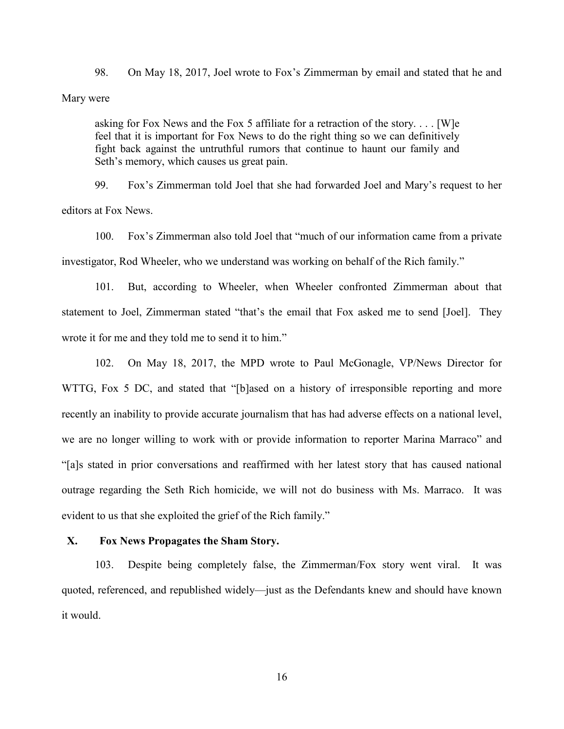98. On May 18, 2017, Joel wrote to Fox's Zimmerman by email and stated that he and Mary were

> asking for Fox News and the Fox 5 affiliate for a retraction of the story. . . . [W]e feel that it is important for Fox News to do the right thing so we can definitively fight back against the untruthful rumors that continue to haunt our family and Seth's memory, which causes us great pain.

99. Fox's Zimmerman told Joel that she had forwarded Joel and Mary's request to her editors at Fox News.

100. Fox's Zimmerman also told Joel that "much of our information came from a private investigator, Rod Wheeler, who we understand was working on behalf of the Rich family."

101. But, according to Wheeler, when Wheeler confronted Zimmerman about that statement to Joel, Zimmerman stated "that's the email that Fox asked me to send [Joel]. They wrote it for me and they told me to send it to him."

102. On May 18, 2017, the MPD wrote to Paul McGonagle, VP/News Director for WTTG, Fox 5 DC, and stated that "[b]ased on a history of irresponsible reporting and more recently an inability to provide accurate journalism that has had adverse effects on a national level, we are no longer willing to work with or provide information to reporter Marina Marraco" and "[a]s stated in prior conversations and reaffirmed with her latest story that has caused national outrage regarding the Seth Rich homicide, we will not do business with Ms. Marraco. It was evident to us that she exploited the grief of the Rich family."

## X. Fox News Propagates the Sham Story.

103. Despite being completely false, the Zimmerman/Fox story went viral. It was quoted, referenced, and republished widely—just as the Defendants knew and should have known it would.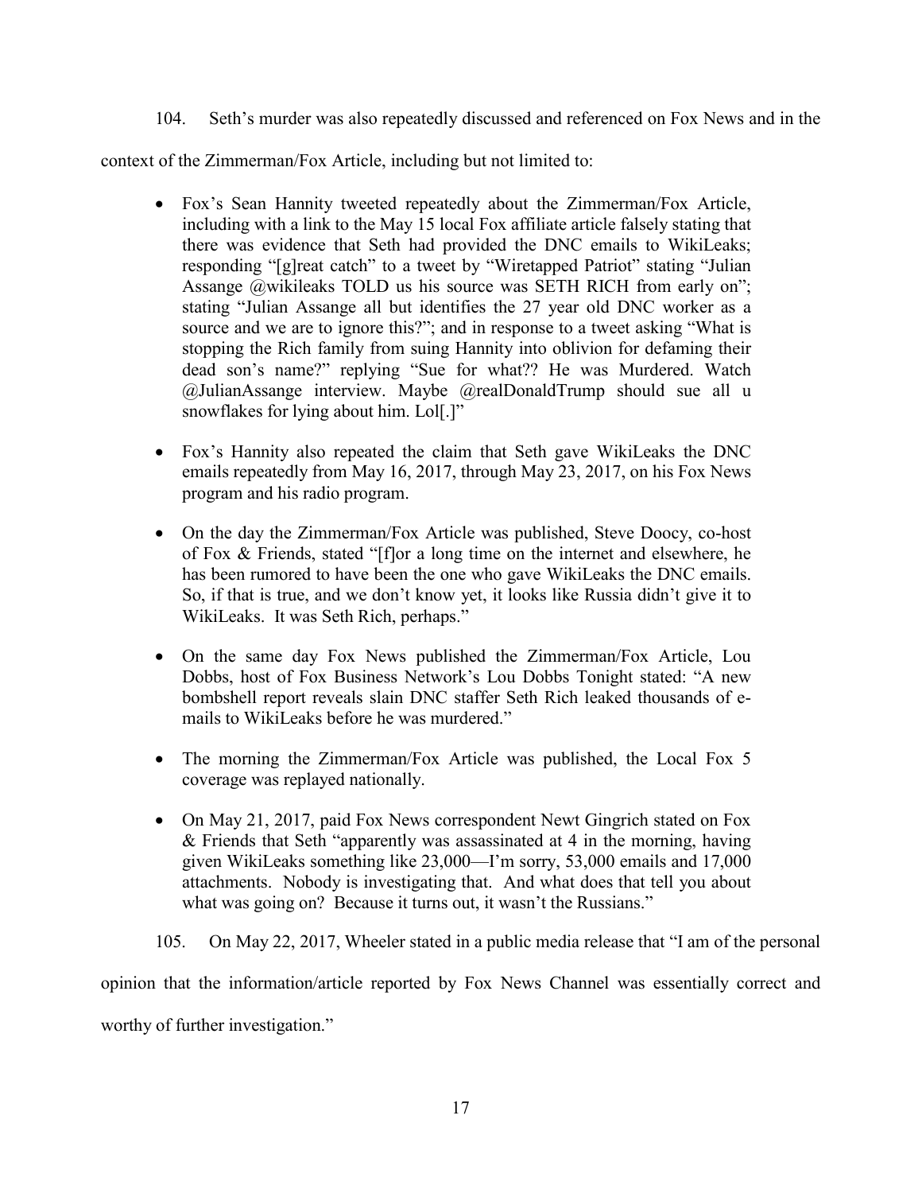104. Seth's murder was also repeatedly discussed and referenced on Fox News and in the context of the Zimmerman/Fox Article, including but not limited to:

- Fox's Sean Hannity tweeted repeatedly about the Zimmerman/Fox Article, including with a link to the May 15 local Fox affiliate article falsely stating that there was evidence that Seth had provided the DNC emails to WikiLeaks; responding "[g]reat catch" to a tweet by "Wiretapped Patriot" stating "Julian Assange @wikileaks TOLD us his source was SETH RICH from early on"; stating "Julian Assange all but identifies the 27 year old DNC worker as a source and we are to ignore this?"; and in response to a tweet asking "What is stopping the Rich family from suing Hannity into oblivion for defaming their dead son's name?" replying "Sue for what?? He was Murdered. Watch @JulianAssange interview. Maybe @realDonaldTrump should sue all u snowflakes for lying about him. Lol[.]"

- Fox's Hannity also repeated the claim that Seth gave WikiLeaks the DNC emails repeatedly from May 16, 2017, through May 23, 2017, on his Fox News program and his radio program.

- On the day the Zimmerman/Fox Article was published, Steve Doocy, co-host of Fox & Friends, stated "[f]or a long time on the internet and elsewhere, he has been rumored to have been the one who gave WikiLeaks the DNC emails. So, if that is true, and we don't know yet, it looks like Russia didn't give it to WikiLeaks. It was Seth Rich, perhaps."

- On the same day Fox News published the Zimmerman/Fox Article, Lou Dobbs, host of Fox Business Network's Lou Dobbs Tonight stated: "A new bombshell report reveals slain DNC staffer Seth Rich leaked thousands of e-mails to WikiLeaks before he was murdered."

- The morning the Zimmerman/Fox Article was published, the Local Fox 5 coverage was replayed nationally.

- On May 21, 2017, paid Fox News correspondent Newt Gingrich stated on Fox & Friends that Seth "apparently was assassinated at 4 in the morning, having given WikiLeaks something like 23,000—I'm sorry, 53,000 emails and 17,000 attachments. Nobody is investigating that. And what does that tell you about what was going on? Because it turns out, it wasn't the Russians."

105. On May 22, 2017, Wheeler stated in a public media release that "I am of the personal opinion that the information/article reported by Fox News Channel was essentially correct and worthy of further investigation."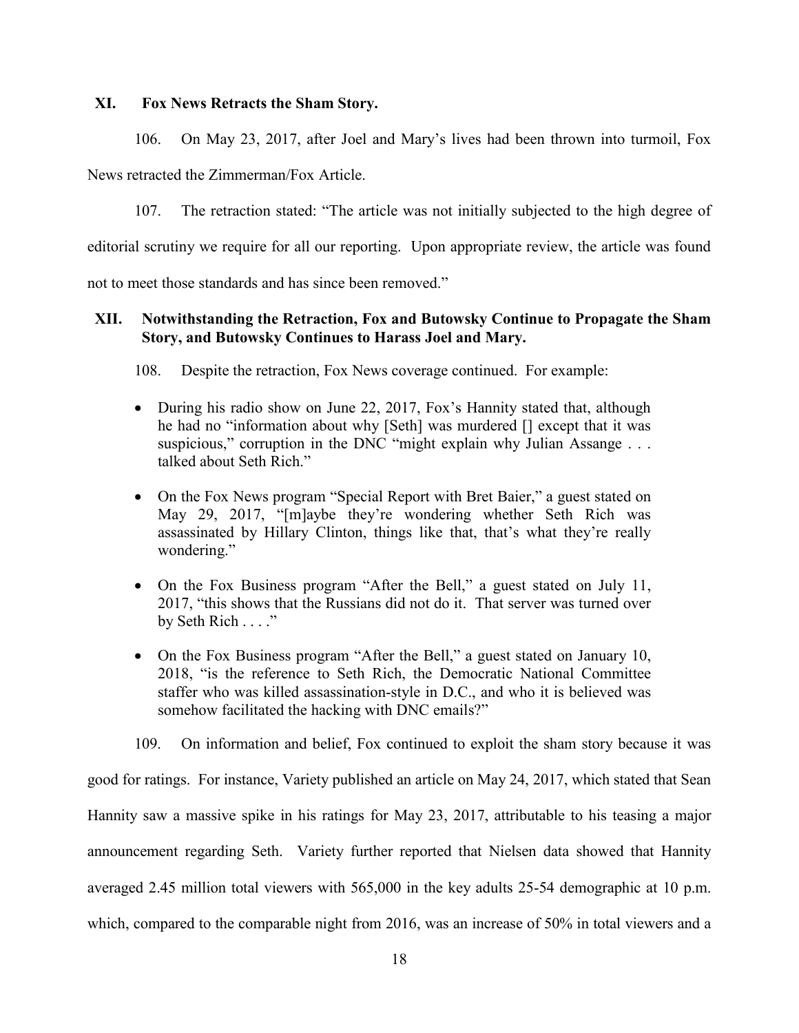## XI. Fox News Retracts the Sham Story.

106. On May 23, 2017, after Joel and Mary's lives had been thrown into turmoil, Fox News retracted the Zimmerman/Fox Article.

107. The retraction stated: "The article was not initially subjected to the high degree of editorial scrutiny we require for all our reporting. Upon appropriate review, the article was found not to meet those standards and has since been removed."

## XII. Notwithstanding the Retraction, Fox and Butowsky Continue to Propagate the Sham Story, and Butowsky Continues to Harass Joel and Mary.

108. Despite the retraction, Fox News coverage continued. For example:

- During his radio show on June 22, 2017, Fox's Hannity stated that, although he had no "information about why [Seth] was murdered [] except that it was suspicious," corruption in the DNC "might explain why Julian Assange . . . talked about Seth Rich."
- On the Fox News program "Special Report with Bret Baier," a guest stated on May 29, 2017, "[m]aybe they're wondering whether Seth Rich was assassinated by Hillary Clinton, things like that, that's what they're really wondering."
- On the Fox Business program "After the Bell," a guest stated on July 11, 2017, "this shows that the Russians did not do it. That server was turned over by Seth Rich . . . ."
- On the Fox Business program "After the Bell," a guest stated on January 10, 2018, "is the reference to Seth Rich, the Democratic National Committee staffer who was killed assassination-style in D.C., and who it is believed was somehow facilitated the hacking with DNC emails?"

109. On information and belief, Fox continued to exploit the sham story because it was good for ratings. For instance, Variety published an article on May 24, 2017, which stated that Sean Hannity saw a massive spike in his ratings for May 23, 2017, attributable to his teasing a major announcement regarding Seth. Variety further reported that Nielsen data showed that Hannity averaged 2.45 million total viewers with 565,000 in the key adults 25-54 demographic at 10 p.m. which, compared to the comparable night from 2016, was an increase of 50% in total viewers and a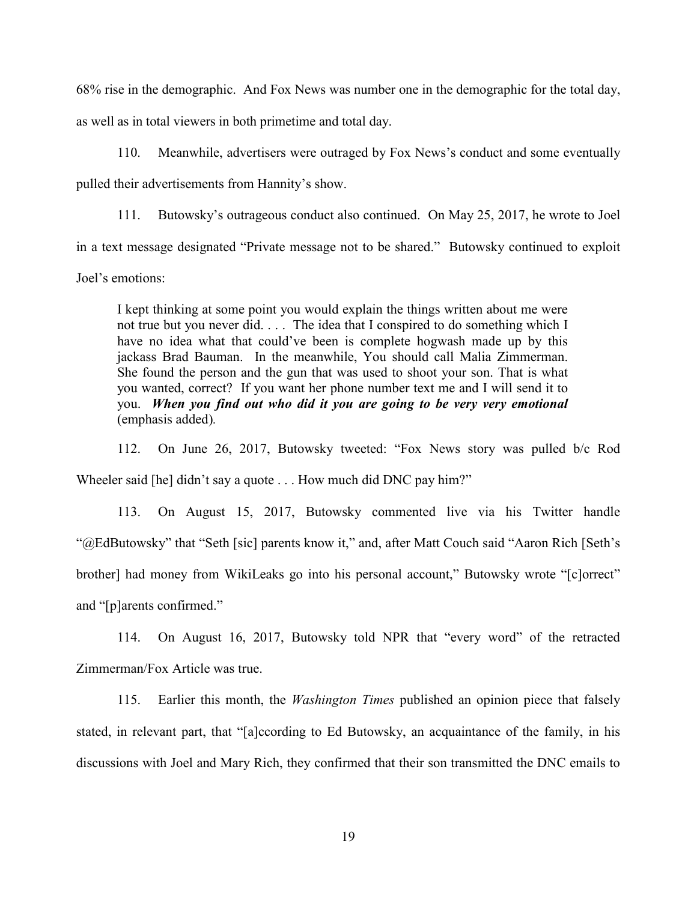68% rise in the demographic. And Fox News was number one in the demographic for the total day, as well as in total viewers in both primetime and total day.

110. Meanwhile, advertisers were outraged by Fox News's conduct and some eventually pulled their advertisements from Hannity's show.

111. Butowsky's outrageous conduct also continued. On May 25, 2017, he wrote to Joel in a text message designated "Private message not to be shared." Butowsky continued to exploit Joel's emotions:

> I kept thinking at some point you would explain the things written about me were not true but you never did. . . . The idea that I conspired to do something which I have no idea what that could've been is complete hogwash made up by this jackass Brad Bauman. In the meanwhile, You should call Malia Zimmerman. She found the person and the gun that was used to shoot your son. That is what you wanted, correct? If you want her phone number text me and I will send it to you. ***When you find out who did it you are going to be very very emotional*** (emphasis added).

112. On June 26, 2017, Butowsky tweeted: "Fox News story was pulled b/c Rod Wheeler said [he] didn't say a quote . . . How much did DNC pay him?"

113. On August 15, 2017, Butowsky commented live via his Twitter handle "@EdButowsky" that "Seth [sic] parents know it," and, after Matt Couch said "Aaron Rich [Seth's brother] had money from WikiLeaks go into his personal account," Butowsky wrote "[c]orrect" and "[p]arents confirmed."

114. On August 16, 2017, Butowsky told NPR that "every word" of the retracted Zimmerman/Fox Article was true.

115. Earlier this month, the *Washington Times* published an opinion piece that falsely stated, in relevant part, that "[a]ccording to Ed Butowsky, an acquaintance of the family, in his discussions with Joel and Mary Rich, they confirmed that their son transmitted the DNC emails to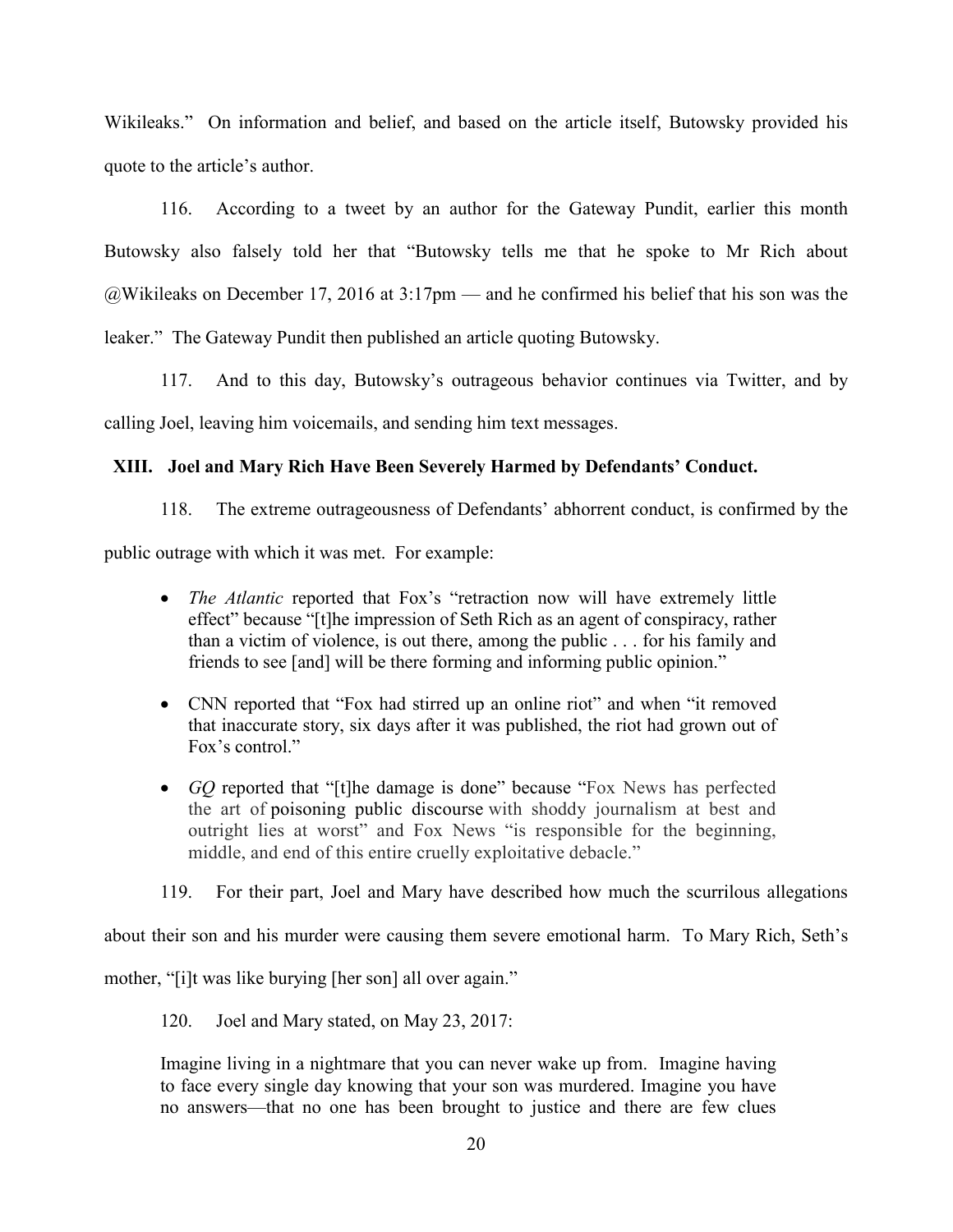Wikileaks." On information and belief, and based on the article itself, Butowsky provided his quote to the article's author.

116. According to a tweet by an author for the Gateway Pundit, earlier this month Butowsky also falsely told her that "Butowsky tells me that he spoke to Mr Rich about @Wikileaks on December 17, 2016 at 3:17pm — and he confirmed his belief that his son was the leaker." The Gateway Pundit then published an article quoting Butowsky.

117. And to this day, Butowsky's outrageous behavior continues via Twitter, and by calling Joel, leaving him voicemails, and sending him text messages.

## XIII. Joel and Mary Rich Have Been Severely Harmed by Defendants' Conduct.

118. The extreme outrageousness of Defendants' abhorrent conduct, is confirmed by the public outrage with which it was met. For example:

- *The Atlantic* reported that Fox's "retraction now will have extremely little effect" because "[t]he impression of Seth Rich as an agent of conspiracy, rather than a victim of violence, is out there, among the public . . . for his family and friends to see [and] will be there forming and informing public opinion."

- CNN reported that "Fox had stirred up an online riot" and when "it removed that inaccurate story, six days after it was published, the riot had grown out of Fox's control."

- *GQ* reported that "[t]he damage is done" because "Fox News has perfected the art of poisoning public discourse with shoddy journalism at best and outright lies at worst" and Fox News "is responsible for the beginning, middle, and end of this entire cruelly exploitative debacle."

119. For their part, Joel and Mary have described how much the scurrilous allegations about their son and his murder were causing them severe emotional harm. To Mary Rich, Seth's mother, "[i]t was like burying [her son] all over again."

120. Joel and Mary stated, on May 23, 2017:

> Imagine living in a nightmare that you can never wake up from. Imagine having to face every single day knowing that your son was murdered. Imagine you have no answers—that no one has been brought to justice and there are few clues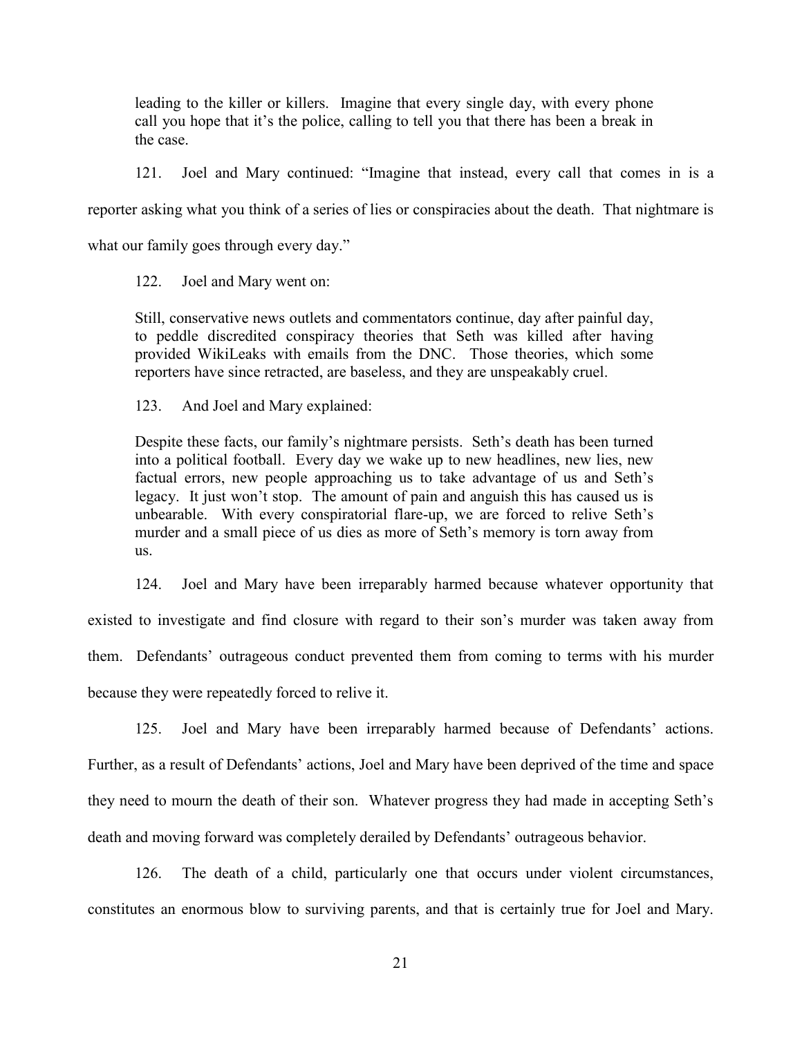> leading to the killer or killers. Imagine that every single day, with every phone call you hope that it's the police, calling to tell you that there has been a break in the case.

121. Joel and Mary continued: "Imagine that instead, every call that comes in is a reporter asking what you think of a series of lies or conspiracies about the death. That nightmare is what our family goes through every day."

122. Joel and Mary went on:

> Still, conservative news outlets and commentators continue, day after painful day, to peddle discredited conspiracy theories that Seth was killed after having provided WikiLeaks with emails from the DNC. Those theories, which some reporters have since retracted, are baseless, and they are unspeakably cruel.

123. And Joel and Mary explained:

> Despite these facts, our family's nightmare persists. Seth's death has been turned into a political football. Every day we wake up to new headlines, new lies, new factual errors, new people approaching us to take advantage of us and Seth's legacy. It just won't stop. The amount of pain and anguish this has caused us is unbearable. With every conspiratorial flare-up, we are forced to relive Seth's murder and a small piece of us dies as more of Seth's memory is torn away from us.

124. Joel and Mary have been irreparably harmed because whatever opportunity that existed to investigate and find closure with regard to their son's murder was taken away from them. Defendants' outrageous conduct prevented them from coming to terms with his murder because they were repeatedly forced to relive it.

125. Joel and Mary have been irreparably harmed because of Defendants' actions. Further, as a result of Defendants' actions, Joel and Mary have been deprived of the time and space they need to mourn the death of their son. Whatever progress they had made in accepting Seth's death and moving forward was completely derailed by Defendants' outrageous behavior.

126. The death of a child, particularly one that occurs under violent circumstances, constitutes an enormous blow to surviving parents, and that is certainly true for Joel and Mary.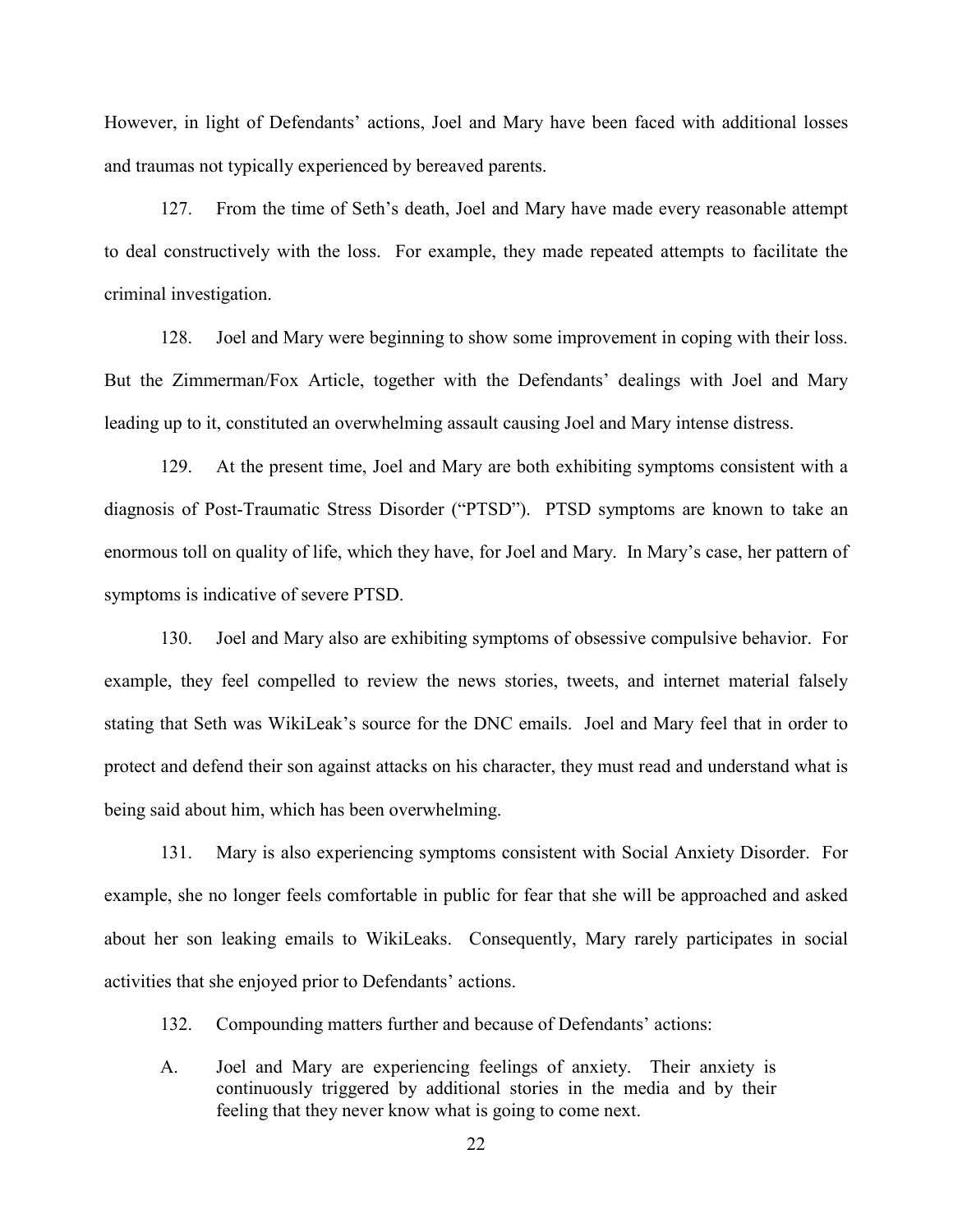However, in light of Defendants' actions, Joel and Mary have been faced with additional losses and traumas not typically experienced by bereaved parents.

127. From the time of Seth's death, Joel and Mary have made every reasonable attempt to deal constructively with the loss. For example, they made repeated attempts to facilitate the criminal investigation.

128. Joel and Mary were beginning to show some improvement in coping with their loss. But the Zimmerman/Fox Article, together with the Defendants' dealings with Joel and Mary leading up to it, constituted an overwhelming assault causing Joel and Mary intense distress.

129. At the present time, Joel and Mary are both exhibiting symptoms consistent with a diagnosis of Post-Traumatic Stress Disorder ("PTSD"). PTSD symptoms are known to take an enormous toll on quality of life, which they have, for Joel and Mary. In Mary's case, her pattern of symptoms is indicative of severe PTSD.

130. Joel and Mary also are exhibiting symptoms of obsessive compulsive behavior. For example, they feel compelled to review the news stories, tweets, and internet material falsely stating that Seth was WikiLeak's source for the DNC emails. Joel and Mary feel that in order to protect and defend their son against attacks on his character, they must read and understand what is being said about him, which has been overwhelming.

131. Mary is also experiencing symptoms consistent with Social Anxiety Disorder. For example, she no longer feels comfortable in public for fear that she will be approached and asked about her son leaking emails to WikiLeaks. Consequently, Mary rarely participates in social activities that she enjoyed prior to Defendants' actions.

132. Compounding matters further and because of Defendants' actions:

A. Joel and Mary are experiencing feelings of anxiety. Their anxiety is continuously triggered by additional stories in the media and by their feeling that they never know what is going to come next.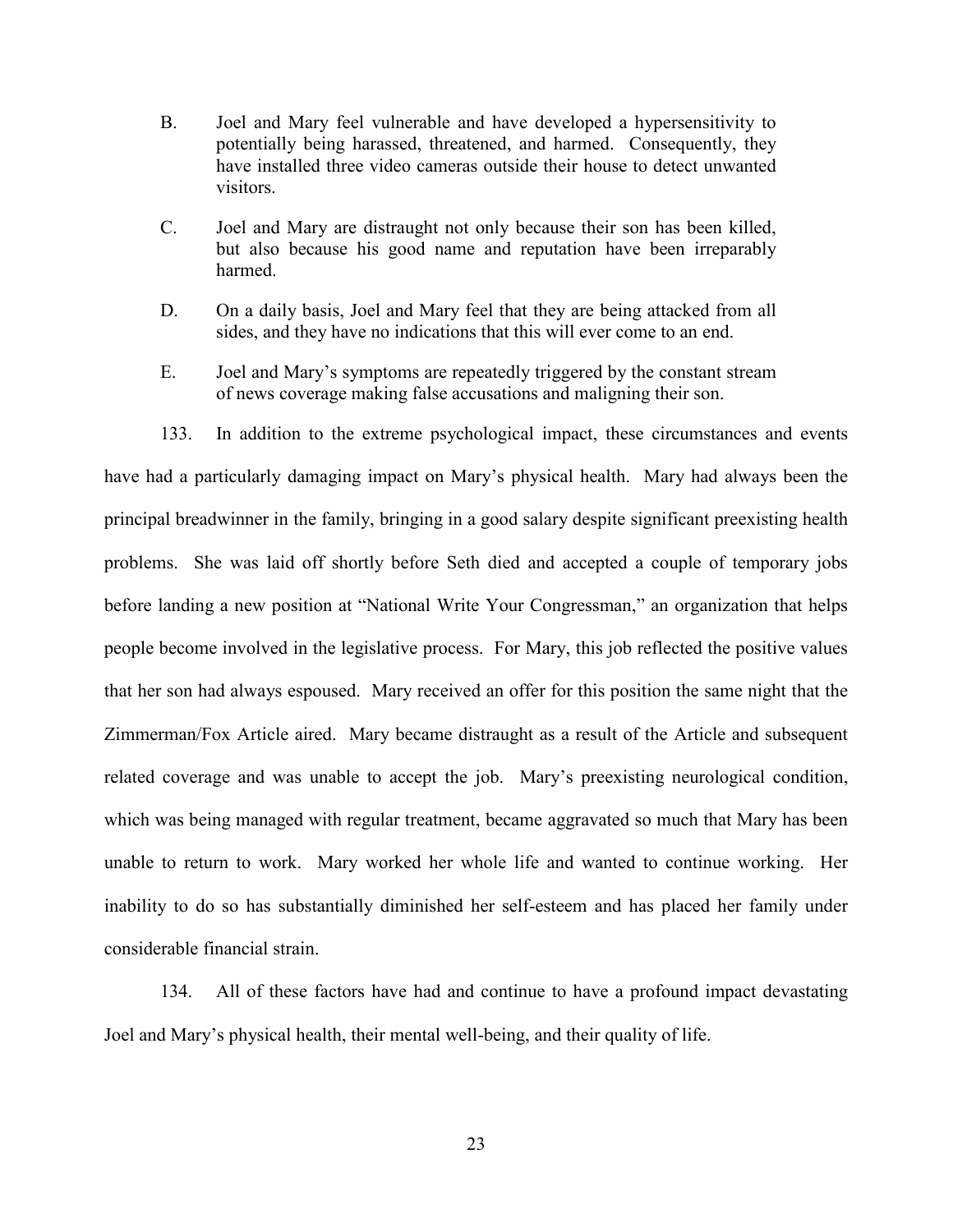B. Joel and Mary feel vulnerable and have developed a hypersensitivity to potentially being harassed, threatened, and harmed. Consequently, they have installed three video cameras outside their house to detect unwanted visitors.

C. Joel and Mary are distraught not only because their son has been killed, but also because his good name and reputation have been irreparably harmed.

D. On a daily basis, Joel and Mary feel that they are being attacked from all sides, and they have no indications that this will ever come to an end.

E. Joel and Mary's symptoms are repeatedly triggered by the constant stream of news coverage making false accusations and maligning their son.

133. In addition to the extreme psychological impact, these circumstances and events have had a particularly damaging impact on Mary's physical health. Mary had always been the principal breadwinner in the family, bringing in a good salary despite significant preexisting health problems. She was laid off shortly before Seth died and accepted a couple of temporary jobs before landing a new position at "National Write Your Congressman," an organization that helps people become involved in the legislative process. For Mary, this job reflected the positive values that her son had always espoused. Mary received an offer for this position the same night that the Zimmerman/Fox Article aired. Mary became distraught as a result of the Article and subsequent related coverage and was unable to accept the job. Mary's preexisting neurological condition, which was being managed with regular treatment, became aggravated so much that Mary has been unable to return to work. Mary worked her whole life and wanted to continue working. Her inability to do so has substantially diminished her self-esteem and has placed her family under considerable financial strain.

134. All of these factors have had and continue to have a profound impact devastating Joel and Mary's physical health, their mental well-being, and their quality of life.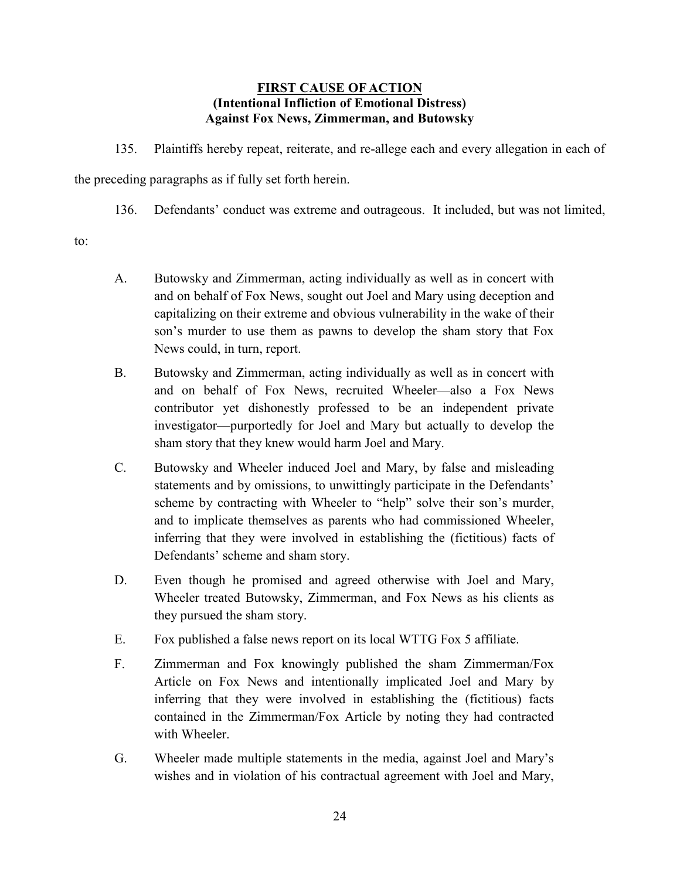**FIRST CAUSE OF ACTION**
**(Intentional Infliction of Emotional Distress)**
**Against Fox News, Zimmerman, and Butowsky**

135. Plaintiffs hereby repeat, reiterate, and re-allege each and every allegation in each of the preceding paragraphs as if fully set forth herein.

136. Defendants' conduct was extreme and outrageous. It included, but was not limited, to:

A. Butowsky and Zimmerman, acting individually as well as in concert with and on behalf of Fox News, sought out Joel and Mary using deception and capitalizing on their extreme and obvious vulnerability in the wake of their son's murder to use them as pawns to develop the sham story that Fox News could, in turn, report.

B. Butowsky and Zimmerman, acting individually as well as in concert with and on behalf of Fox News, recruited Wheeler—also a Fox News contributor yet dishonestly professed to be an independent private investigator—purportedly for Joel and Mary but actually to develop the sham story that they knew would harm Joel and Mary.

C. Butowsky and Wheeler induced Joel and Mary, by false and misleading statements and by omissions, to unwittingly participate in the Defendants' scheme by contracting with Wheeler to "help" solve their son's murder, and to implicate themselves as parents who had commissioned Wheeler, inferring that they were involved in establishing the (fictitious) facts of Defendants' scheme and sham story.

D. Even though he promised and agreed otherwise with Joel and Mary, Wheeler treated Butowsky, Zimmerman, and Fox News as his clients as they pursued the sham story.

E. Fox published a false news report on its local WTTG Fox 5 affiliate.

F. Zimmerman and Fox knowingly published the sham Zimmerman/Fox Article on Fox News and intentionally implicated Joel and Mary by inferring that they were involved in establishing the (fictitious) facts contained in the Zimmerman/Fox Article by noting they had contracted with Wheeler.

G. Wheeler made multiple statements in the media, against Joel and Mary's wishes and in violation of his contractual agreement with Joel and Mary,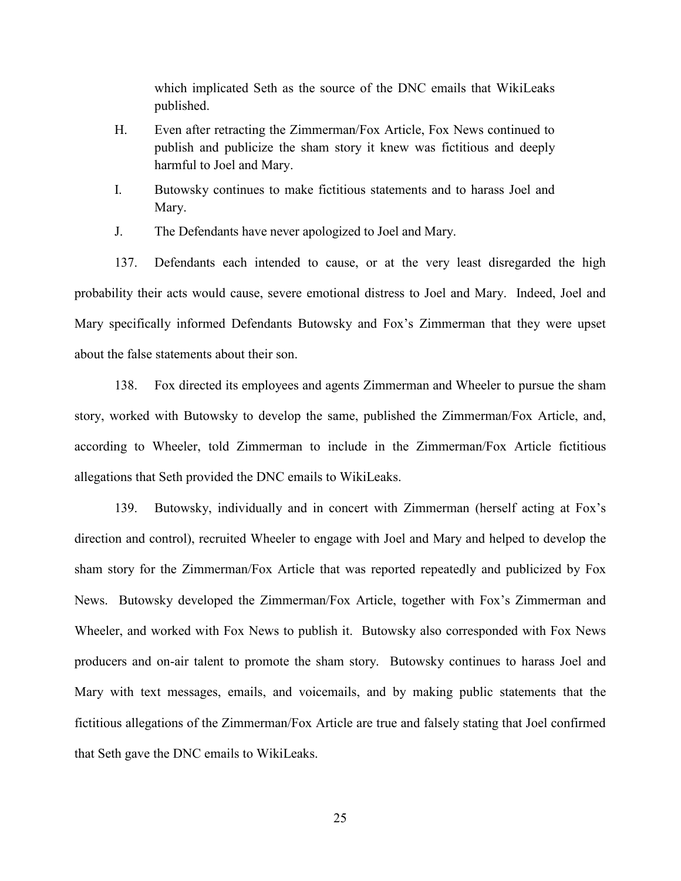which implicated Seth as the source of the DNC emails that WikiLeaks published.

H. Even after retracting the Zimmerman/Fox Article, Fox News continued to publish and publicize the sham story it knew was fictitious and deeply harmful to Joel and Mary.

I. Butowsky continues to make fictitious statements and to harass Joel and Mary.

J. The Defendants have never apologized to Joel and Mary.

137. Defendants each intended to cause, or at the very least disregarded the high probability their acts would cause, severe emotional distress to Joel and Mary. Indeed, Joel and Mary specifically informed Defendants Butowsky and Fox's Zimmerman that they were upset about the false statements about their son.

138. Fox directed its employees and agents Zimmerman and Wheeler to pursue the sham story, worked with Butowsky to develop the same, published the Zimmerman/Fox Article, and, according to Wheeler, told Zimmerman to include in the Zimmerman/Fox Article fictitious allegations that Seth provided the DNC emails to WikiLeaks.

139. Butowsky, individually and in concert with Zimmerman (herself acting at Fox's direction and control), recruited Wheeler to engage with Joel and Mary and helped to develop the sham story for the Zimmerman/Fox Article that was reported repeatedly and publicized by Fox News. Butowsky developed the Zimmerman/Fox Article, together with Fox's Zimmerman and Wheeler, and worked with Fox News to publish it. Butowsky also corresponded with Fox News producers and on-air talent to promote the sham story. Butowsky continues to harass Joel and Mary with text messages, emails, and voicemails, and by making public statements that the fictitious allegations of the Zimmerman/Fox Article are true and falsely stating that Joel confirmed that Seth gave the DNC emails to WikiLeaks.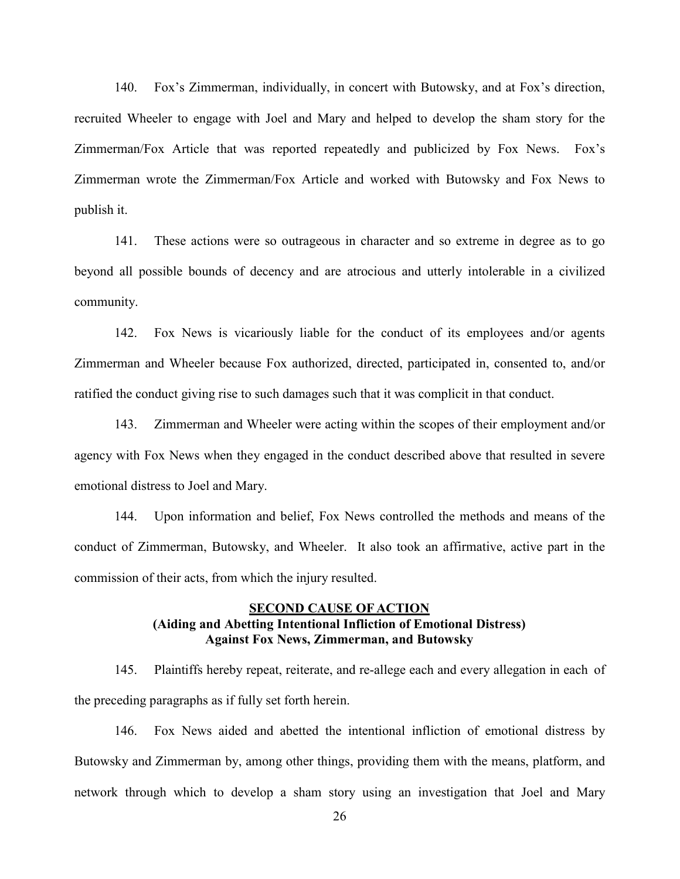140. Fox's Zimmerman, individually, in concert with Butowsky, and at Fox's direction, recruited Wheeler to engage with Joel and Mary and helped to develop the sham story for the Zimmerman/Fox Article that was reported repeatedly and publicized by Fox News. Fox's Zimmerman wrote the Zimmerman/Fox Article and worked with Butowsky and Fox News to publish it.

141. These actions were so outrageous in character and so extreme in degree as to go beyond all possible bounds of decency and are atrocious and utterly intolerable in a civilized community.

142. Fox News is vicariously liable for the conduct of its employees and/or agents Zimmerman and Wheeler because Fox authorized, directed, participated in, consented to, and/or ratified the conduct giving rise to such damages such that it was complicit in that conduct.

143. Zimmerman and Wheeler were acting within the scopes of their employment and/or agency with Fox News when they engaged in the conduct described above that resulted in severe emotional distress to Joel and Mary.

144. Upon information and belief, Fox News controlled the methods and means of the conduct of Zimmerman, Butowsky, and Wheeler. It also took an affirmative, active part in the commission of their acts, from which the injury resulted.

**SECOND CAUSE OF ACTION**
**(Aiding and Abetting Intentional Infliction of Emotional Distress)**
**Against Fox News, Zimmerman, and Butowsky**

145. Plaintiffs hereby repeat, reiterate, and re-allege each and every allegation in each of the preceding paragraphs as if fully set forth herein.

146. Fox News aided and abetted the intentional infliction of emotional distress by Butowsky and Zimmerman by, among other things, providing them with the means, platform, and network through which to develop a sham story using an investigation that Joel and Mary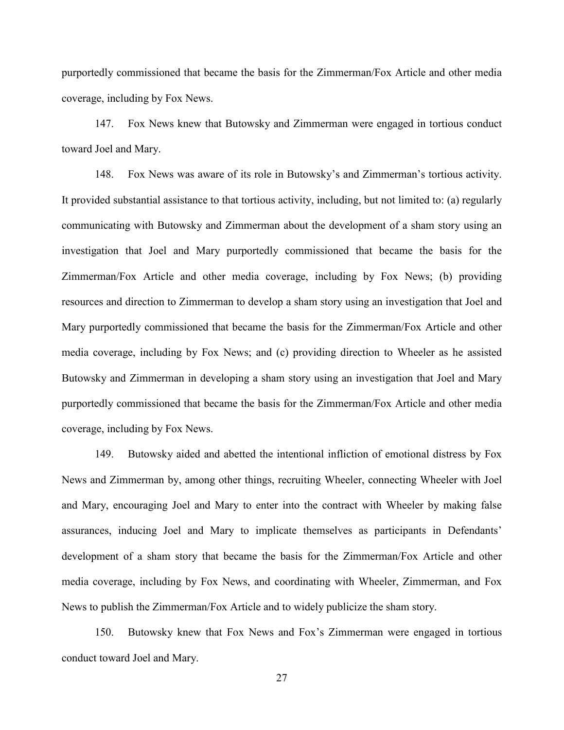purportedly commissioned that became the basis for the Zimmerman/Fox Article and other media coverage, including by Fox News.

147. Fox News knew that Butowsky and Zimmerman were engaged in tortious conduct toward Joel and Mary.

148. Fox News was aware of its role in Butowsky's and Zimmerman's tortious activity. It provided substantial assistance to that tortious activity, including, but not limited to: (a) regularly communicating with Butowsky and Zimmerman about the development of a sham story using an investigation that Joel and Mary purportedly commissioned that became the basis for the Zimmerman/Fox Article and other media coverage, including by Fox News; (b) providing resources and direction to Zimmerman to develop a sham story using an investigation that Joel and Mary purportedly commissioned that became the basis for the Zimmerman/Fox Article and other media coverage, including by Fox News; and (c) providing direction to Wheeler as he assisted Butowsky and Zimmerman in developing a sham story using an investigation that Joel and Mary purportedly commissioned that became the basis for the Zimmerman/Fox Article and other media coverage, including by Fox News.

149. Butowsky aided and abetted the intentional infliction of emotional distress by Fox News and Zimmerman by, among other things, recruiting Wheeler, connecting Wheeler with Joel and Mary, encouraging Joel and Mary to enter into the contract with Wheeler by making false assurances, inducing Joel and Mary to implicate themselves as participants in Defendants' development of a sham story that became the basis for the Zimmerman/Fox Article and other media coverage, including by Fox News, and coordinating with Wheeler, Zimmerman, and Fox News to publish the Zimmerman/Fox Article and to widely publicize the sham story.

150. Butowsky knew that Fox News and Fox's Zimmerman were engaged in tortious conduct toward Joel and Mary.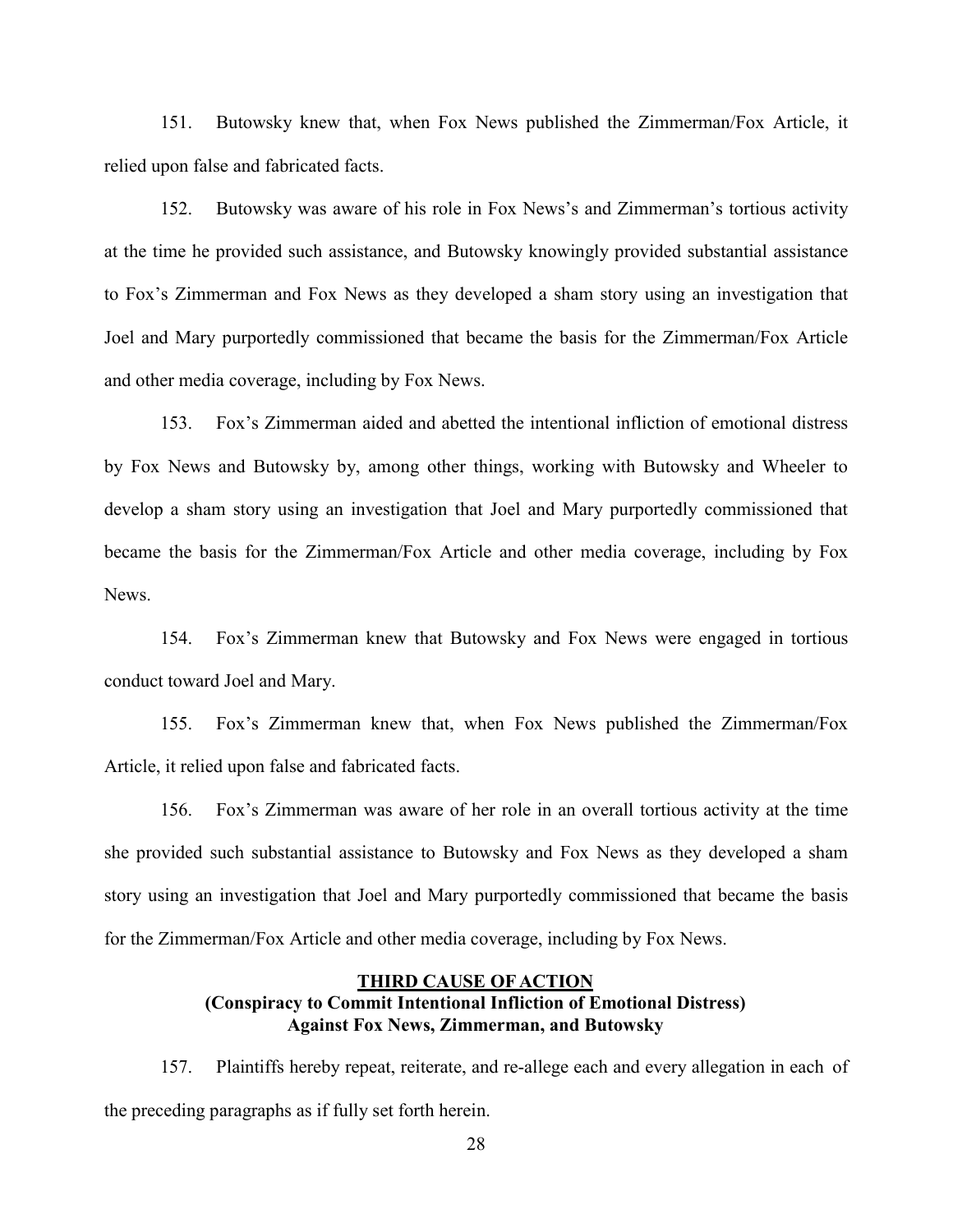151. Butowsky knew that, when Fox News published the Zimmerman/Fox Article, it relied upon false and fabricated facts.

152. Butowsky was aware of his role in Fox News's and Zimmerman's tortious activity at the time he provided such assistance, and Butowsky knowingly provided substantial assistance to Fox's Zimmerman and Fox News as they developed a sham story using an investigation that Joel and Mary purportedly commissioned that became the basis for the Zimmerman/Fox Article and other media coverage, including by Fox News.

153. Fox's Zimmerman aided and abetted the intentional infliction of emotional distress by Fox News and Butowsky by, among other things, working with Butowsky and Wheeler to develop a sham story using an investigation that Joel and Mary purportedly commissioned that became the basis for the Zimmerman/Fox Article and other media coverage, including by Fox News.

154. Fox's Zimmerman knew that Butowsky and Fox News were engaged in tortious conduct toward Joel and Mary.

155. Fox's Zimmerman knew that, when Fox News published the Zimmerman/Fox Article, it relied upon false and fabricated facts.

156. Fox's Zimmerman was aware of her role in an overall tortious activity at the time she provided such substantial assistance to Butowsky and Fox News as they developed a sham story using an investigation that Joel and Mary purportedly commissioned that became the basis for the Zimmerman/Fox Article and other media coverage, including by Fox News.

## THIRD CAUSE OF ACTION
**(Conspiracy to Commit Intentional Infliction of Emotional Distress)**
**Against Fox News, Zimmerman, and Butowsky**

157. Plaintiffs hereby repeat, reiterate, and re-allege each and every allegation in each of the preceding paragraphs as if fully set forth herein.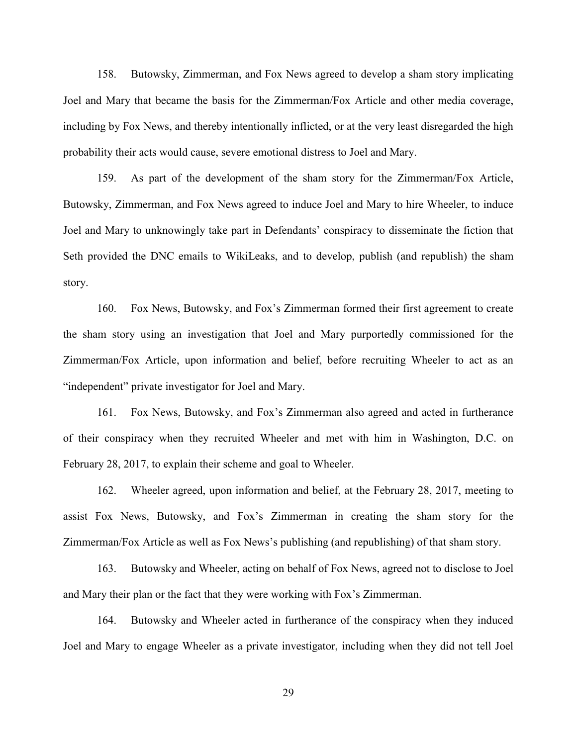158. Butowsky, Zimmerman, and Fox News agreed to develop a sham story implicating Joel and Mary that became the basis for the Zimmerman/Fox Article and other media coverage, including by Fox News, and thereby intentionally inflicted, or at the very least disregarded the high probability their acts would cause, severe emotional distress to Joel and Mary.

159. As part of the development of the sham story for the Zimmerman/Fox Article, Butowsky, Zimmerman, and Fox News agreed to induce Joel and Mary to hire Wheeler, to induce Joel and Mary to unknowingly take part in Defendants' conspiracy to disseminate the fiction that Seth provided the DNC emails to WikiLeaks, and to develop, publish (and republish) the sham story.

160. Fox News, Butowsky, and Fox's Zimmerman formed their first agreement to create the sham story using an investigation that Joel and Mary purportedly commissioned for the Zimmerman/Fox Article, upon information and belief, before recruiting Wheeler to act as an "independent" private investigator for Joel and Mary.

161. Fox News, Butowsky, and Fox's Zimmerman also agreed and acted in furtherance of their conspiracy when they recruited Wheeler and met with him in Washington, D.C. on February 28, 2017, to explain their scheme and goal to Wheeler.

162. Wheeler agreed, upon information and belief, at the February 28, 2017, meeting to assist Fox News, Butowsky, and Fox's Zimmerman in creating the sham story for the Zimmerman/Fox Article as well as Fox News's publishing (and republishing) of that sham story.

163. Butowsky and Wheeler, acting on behalf of Fox News, agreed not to disclose to Joel and Mary their plan or the fact that they were working with Fox's Zimmerman.

164. Butowsky and Wheeler acted in furtherance of the conspiracy when they induced Joel and Mary to engage Wheeler as a private investigator, including when they did not tell Joel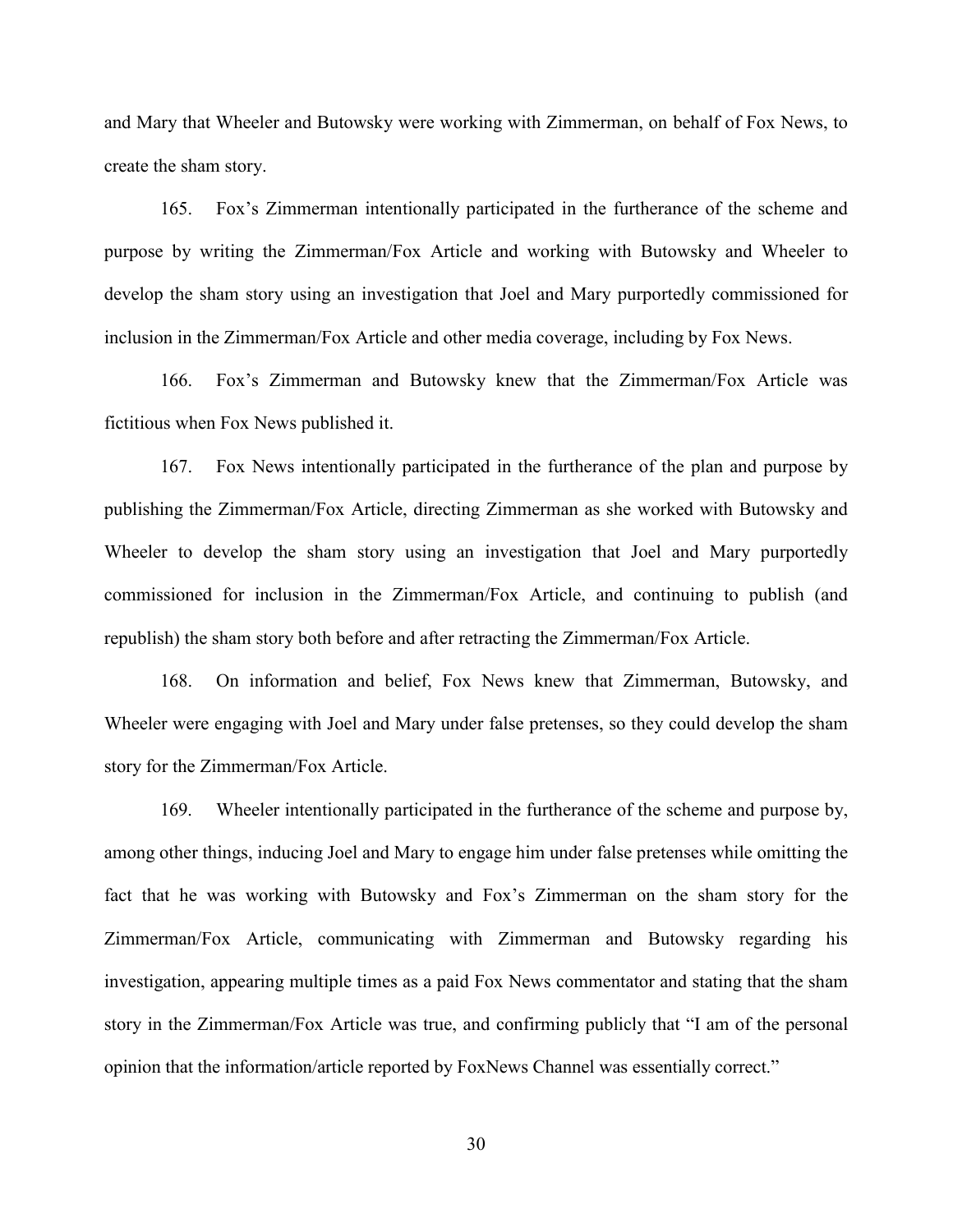and Mary that Wheeler and Butowsky were working with Zimmerman, on behalf of Fox News, to create the sham story.

165. Fox's Zimmerman intentionally participated in the furtherance of the scheme and purpose by writing the Zimmerman/Fox Article and working with Butowsky and Wheeler to develop the sham story using an investigation that Joel and Mary purportedly commissioned for inclusion in the Zimmerman/Fox Article and other media coverage, including by Fox News.

166. Fox's Zimmerman and Butowsky knew that the Zimmerman/Fox Article was fictitious when Fox News published it.

167. Fox News intentionally participated in the furtherance of the plan and purpose by publishing the Zimmerman/Fox Article, directing Zimmerman as she worked with Butowsky and Wheeler to develop the sham story using an investigation that Joel and Mary purportedly commissioned for inclusion in the Zimmerman/Fox Article, and continuing to publish (and republish) the sham story both before and after retracting the Zimmerman/Fox Article.

168. On information and belief, Fox News knew that Zimmerman, Butowsky, and Wheeler were engaging with Joel and Mary under false pretenses, so they could develop the sham story for the Zimmerman/Fox Article.

169. Wheeler intentionally participated in the furtherance of the scheme and purpose by, among other things, inducing Joel and Mary to engage him under false pretenses while omitting the fact that he was working with Butowsky and Fox's Zimmerman on the sham story for the Zimmerman/Fox Article, communicating with Zimmerman and Butowsky regarding his investigation, appearing multiple times as a paid Fox News commentator and stating that the sham story in the Zimmerman/Fox Article was true, and confirming publicly that "I am of the personal opinion that the information/article reported by FoxNews Channel was essentially correct."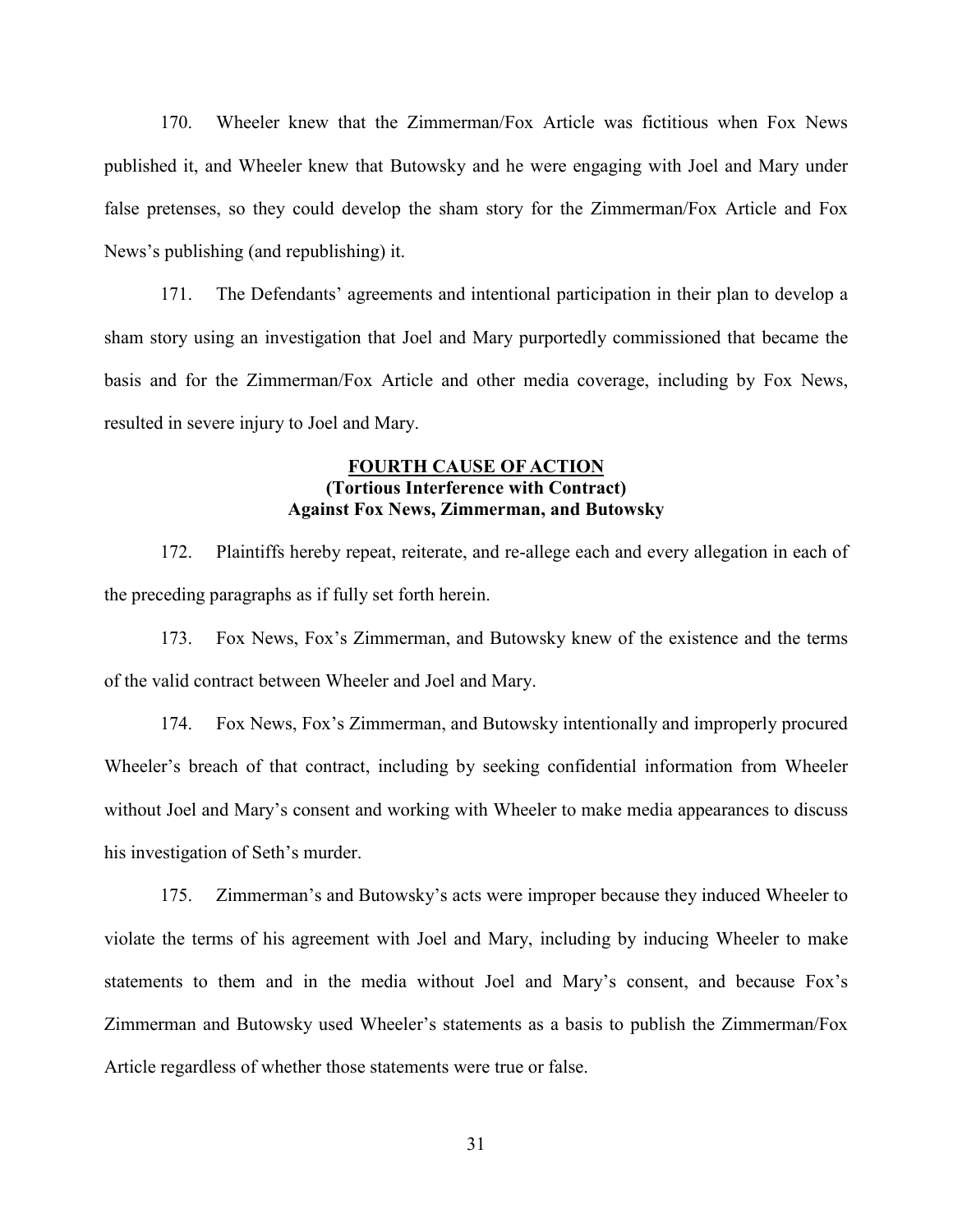170. Wheeler knew that the Zimmerman/Fox Article was fictitious when Fox News published it, and Wheeler knew that Butowsky and he were engaging with Joel and Mary under false pretenses, so they could develop the sham story for the Zimmerman/Fox Article and Fox News's publishing (and republishing) it.

171. The Defendants' agreements and intentional participation in their plan to develop a sham story using an investigation that Joel and Mary purportedly commissioned that became the basis and for the Zimmerman/Fox Article and other media coverage, including by Fox News, resulted in severe injury to Joel and Mary.

**FOURTH CAUSE OF ACTION**
**(Tortious Interference with Contract)**
**Against Fox News, Zimmerman, and Butowsky**

172. Plaintiffs hereby repeat, reiterate, and re-allege each and every allegation in each of the preceding paragraphs as if fully set forth herein.

173. Fox News, Fox's Zimmerman, and Butowsky knew of the existence and the terms of the valid contract between Wheeler and Joel and Mary.

174. Fox News, Fox's Zimmerman, and Butowsky intentionally and improperly procured Wheeler's breach of that contract, including by seeking confidential information from Wheeler without Joel and Mary's consent and working with Wheeler to make media appearances to discuss his investigation of Seth's murder.

175. Zimmerman's and Butowsky's acts were improper because they induced Wheeler to violate the terms of his agreement with Joel and Mary, including by inducing Wheeler to make statements to them and in the media without Joel and Mary's consent, and because Fox's Zimmerman and Butowsky used Wheeler's statements as a basis to publish the Zimmerman/Fox Article regardless of whether those statements were true or false.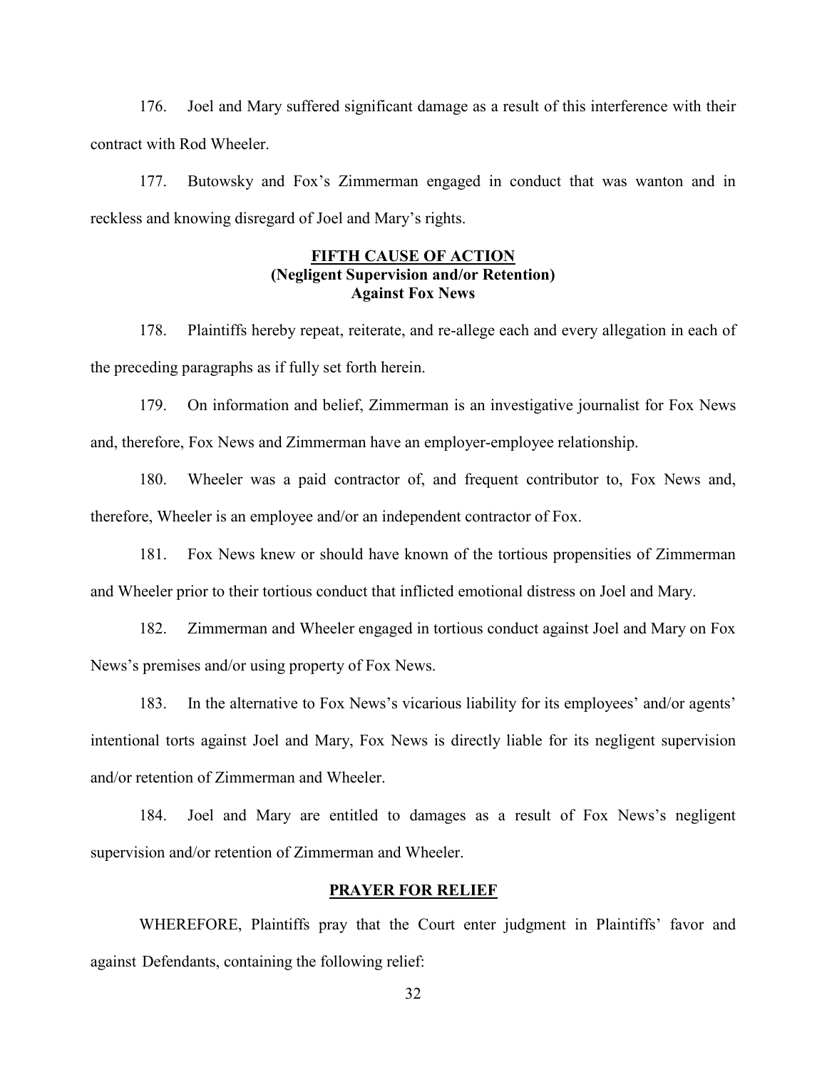176. Joel and Mary suffered significant damage as a result of this interference with their contract with Rod Wheeler.

177. Butowsky and Fox's Zimmerman engaged in conduct that was wanton and in reckless and knowing disregard of Joel and Mary's rights.

**FIFTH CAUSE OF ACTION**
**(Negligent Supervision and/or Retention)**
**Against Fox News**

178. Plaintiffs hereby repeat, reiterate, and re-allege each and every allegation in each of the preceding paragraphs as if fully set forth herein.

179. On information and belief, Zimmerman is an investigative journalist for Fox News and, therefore, Fox News and Zimmerman have an employer-employee relationship.

180. Wheeler was a paid contractor of, and frequent contributor to, Fox News and, therefore, Wheeler is an employee and/or an independent contractor of Fox.

181. Fox News knew or should have known of the tortious propensities of Zimmerman and Wheeler prior to their tortious conduct that inflicted emotional distress on Joel and Mary.

182. Zimmerman and Wheeler engaged in tortious conduct against Joel and Mary on Fox News's premises and/or using property of Fox News.

183. In the alternative to Fox News's vicarious liability for its employees' and/or agents' intentional torts against Joel and Mary, Fox News is directly liable for its negligent supervision and/or retention of Zimmerman and Wheeler.

184. Joel and Mary are entitled to damages as a result of Fox News's negligent supervision and/or retention of Zimmerman and Wheeler.

**PRAYER FOR RELIEF**

WHEREFORE, Plaintiffs pray that the Court enter judgment in Plaintiffs' favor and against Defendants, containing the following relief: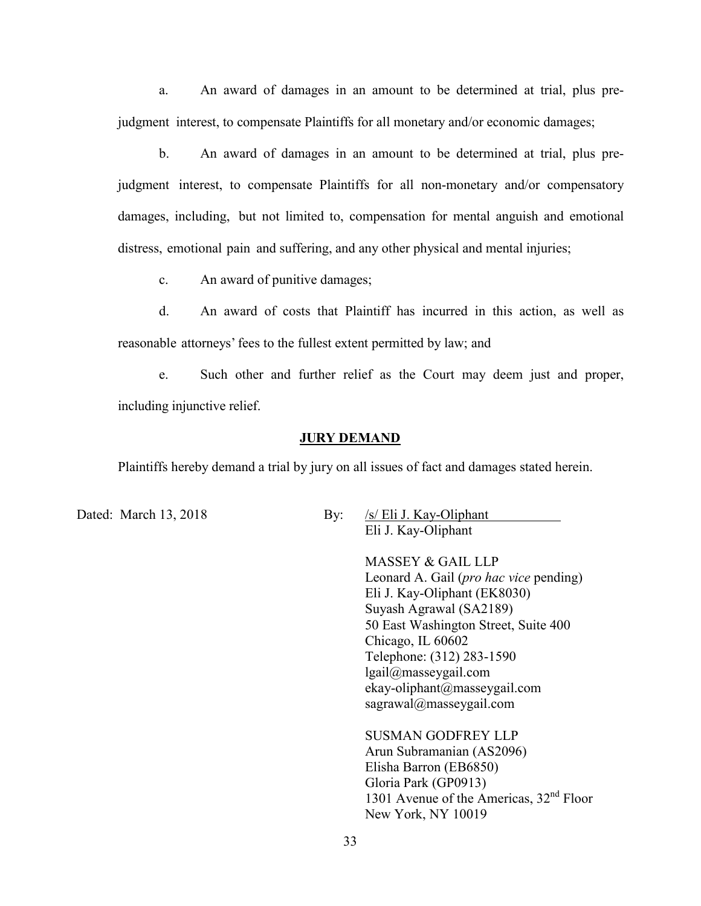a. An award of damages in an amount to be determined at trial, plus pre-judgment interest, to compensate Plaintiffs for all monetary and/or economic damages;

b. An award of damages in an amount to be determined at trial, plus pre-judgment interest, to compensate Plaintiffs for all non-monetary and/or compensatory damages, including, but not limited to, compensation for mental anguish and emotional distress, emotional pain and suffering, and any other physical and mental injuries;

c. An award of punitive damages;

d. An award of costs that Plaintiff has incurred in this action, as well as reasonable attorneys' fees to the fullest extent permitted by law; and

e. Such other and further relief as the Court may deem just and proper, including injunctive relief.

**JURY DEMAND**

Plaintiffs hereby demand a trial by jury on all issues of fact and damages stated herein.

Dated: March 13, 2018

By: /s/ Eli J. Kay-Oliphant
Eli J. Kay-Oliphant

MASSEY & GAIL LLP
Leonard A. Gail (*pro hac vice* pending)
Eli J. Kay-Oliphant (EK8030)
Suyash Agrawal (SA2189)
50 East Washington Street, Suite 400
Chicago, IL 60602
Telephone: (312) 283-1590
lgail@masseygail.com
ekay-oliphant@masseygail.com
sagrawal@masseygail.com

SUSMAN GODFREY LLP
Arun Subramanian (AS2096)
Elisha Barron (EB6850)
Gloria Park (GP0913)
1301 Avenue of the Americas, 32nd Floor
New York, NY 10019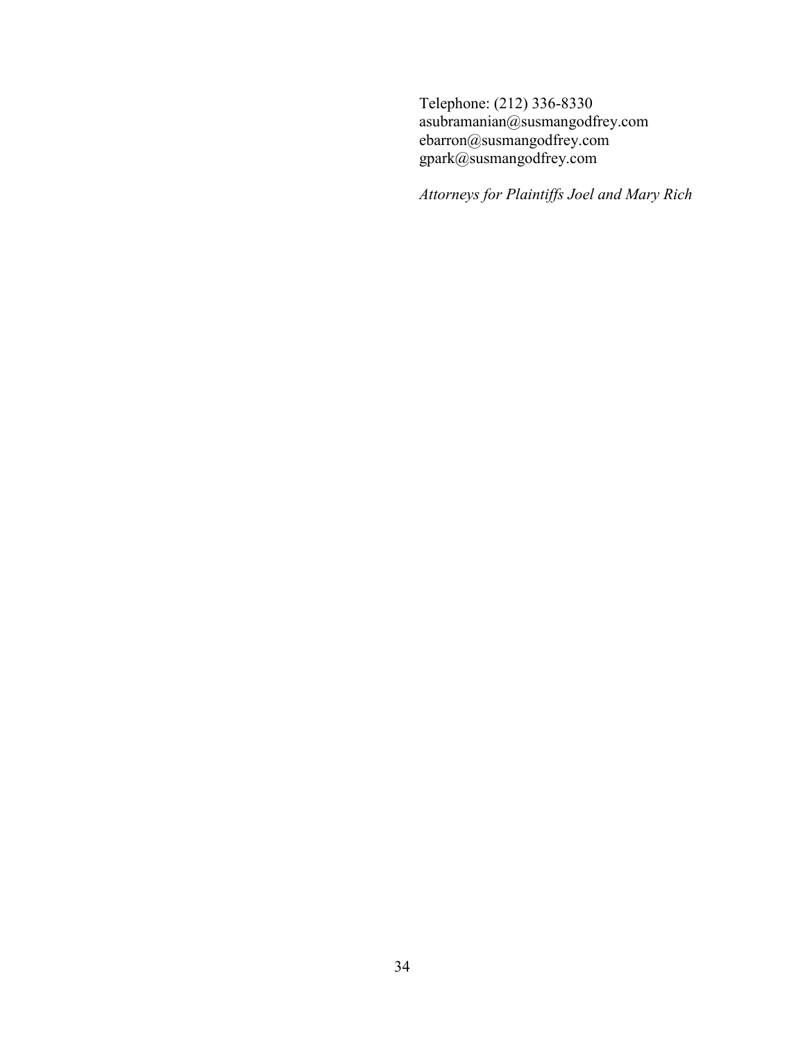Telephone: (212) 336-8330
asubramanian@susmangodfrey.com
ebarron@susmangodfrey.com
gpark@susmangodfrey.com

*Attorneys for Plaintiffs Joel and Mary Rich*